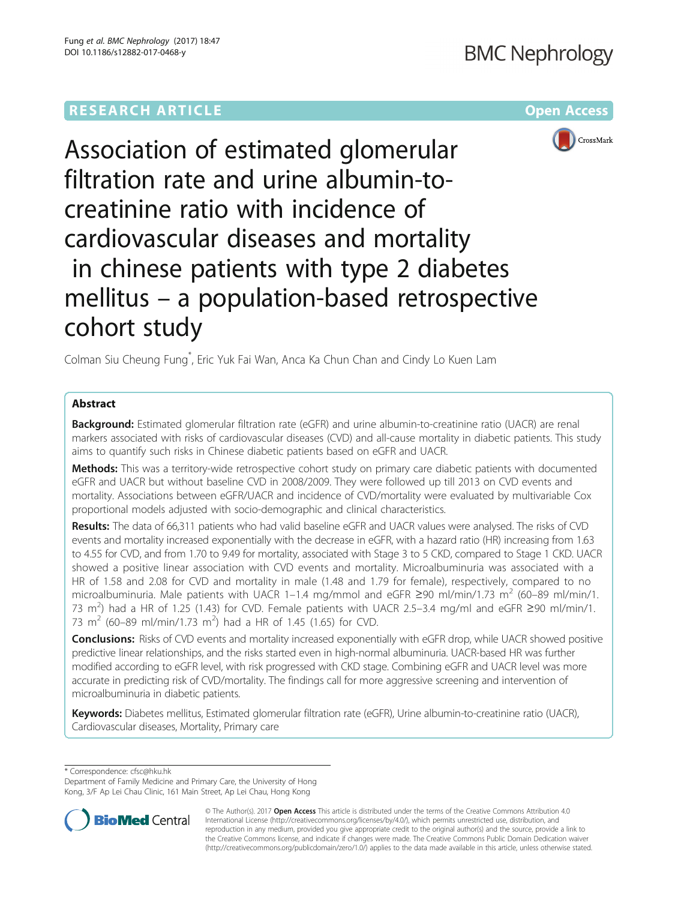RESEARCH ARTICLE

Open Access

# Association of estimated glomerular filtration rate and urine albumin-to-creatinine ratio with incidence of cardiovascular diseases and mortality in chinese patients with type 2 diabetes mellitus – a population-based retrospective cohort study

Colman Siu Cheung Fung*, Eric Yuk Fai Wan, Anca Ka Chun Chan and Cindy Lo Kuen Lam

## Abstract

**Background:** Estimated glomerular filtration rate (eGFR) and urine albumin-to-creatinine ratio (UACR) are renal markers associated with risks of cardiovascular diseases (CVD) and all-cause mortality in diabetic patients. This study aims to quantify such risks in Chinese diabetic patients based on eGFR and UACR.

**Methods:** This was a territory-wide retrospective cohort study on primary care diabetic patients with documented eGFR and UACR but without baseline CVD in 2008/2009. They were followed up till 2013 on CVD events and mortality. Associations between eGFR/UACR and incidence of CVD/mortality were evaluated by multivariable Cox proportional models adjusted with socio-demographic and clinical characteristics.

**Results:** The data of 66,311 patients who had valid baseline eGFR and UACR values were analysed. The risks of CVD events and mortality increased exponentially with the decrease in eGFR, with a hazard ratio (HR) increasing from 1.63 to 4.55 for CVD, and from 1.70 to 9.49 for mortality, associated with Stage 3 to 5 CKD, compared to Stage 1 CKD. UACR showed a positive linear association with CVD events and mortality. Microalbuminuria was associated with a HR of 1.58 and 2.08 for CVD and mortality in male (1.48 and 1.79 for female), respectively, compared to no microalbuminuria. Male patients with UACR 1–1.4 mg/mmol and eGFR ≥90 ml/min/1.73 $m^2$ (60–89 ml/min/1.73 $m^2$) had a HR of 1.25 (1.43) for CVD. Female patients with UACR 2.5–3.4 mg/ml and eGFR ≥90 ml/min/1.73 $m^2$ (60–89 ml/min/1.73 $m^2$) had a HR of 1.45 (1.65) for CVD.

**Conclusions:** Risks of CVD events and mortality increased exponentially with eGFR drop, while UACR showed positive predictive linear relationships, and the risks started even in high-normal albuminuria. UACR-based HR was further modified according to eGFR level, with risk progressed with CKD stage. Combining eGFR and UACR level was more accurate in predicting risk of CVD/mortality. The findings call for more aggressive screening and intervention of microalbuminuria in diabetic patients.

**Keywords:** Diabetes mellitus, Estimated glomerular filtration rate (eGFR), Urine albumin-to-creatinine ratio (UACR), Cardiovascular diseases, Mortality, Primary care

\* Correspondence: cfsc@hku.hk
Department of Family Medicine and Primary Care, the University of Hong Kong, 3/F Ap Lei Chau Clinic, 161 Main Street, Ap Lei Chau, Hong Kong

© The Author(s). 2017 **Open Access** This article is distributed under the terms of the Creative Commons Attribution 4.0 International License (http://creativecommons.org/licenses/by/4.0/), which permits unrestricted use, distribution, and reproduction in any medium, provided you give appropriate credit to the original author(s) and the source, provide a link to the Creative Commons license, and indicate if changes were made. The Creative Commons Public Domain Dedication waiver (http://creativecommons.org/publicdomain/zero/1.0/) applies to the data made available in this article, unless otherwise stated.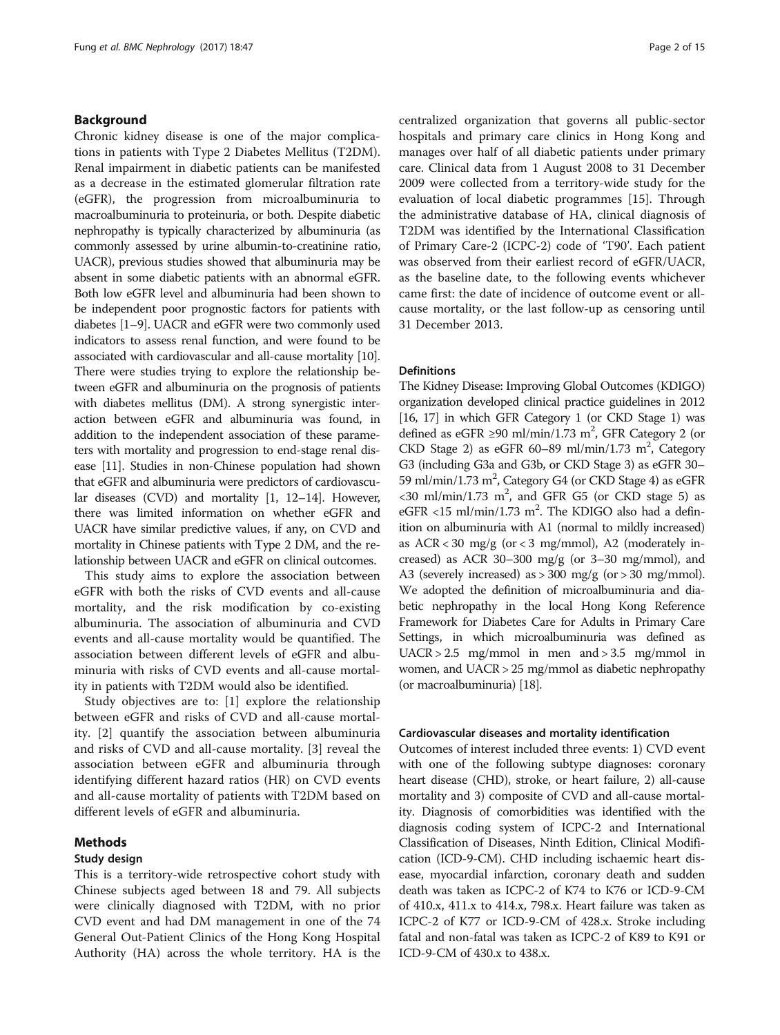## Background

Chronic kidney disease is one of the major complications in patients with Type 2 Diabetes Mellitus (T2DM). Renal impairment in diabetic patients can be manifested as a decrease in the estimated glomerular filtration rate (eGFR), the progression from microalbuminuria to macroalbuminuria to proteinuria, or both. Despite diabetic nephropathy is typically characterized by albuminuria (as commonly assessed by urine albumin-to-creatinine ratio, UACR), previous studies showed that albuminuria may be absent in some diabetic patients with an abnormal eGFR. Both low eGFR level and albuminuria had been shown to be independent poor prognostic factors for patients with diabetes [1–9]. UACR and eGFR were two commonly used indicators to assess renal function, and were found to be associated with cardiovascular and all-cause mortality [10]. There were studies trying to explore the relationship between eGFR and albuminuria on the prognosis of patients with diabetes mellitus (DM). A strong synergistic interaction between eGFR and albuminuria was found, in addition to the independent association of these parameters with mortality and progression to end-stage renal disease [11]. Studies in non-Chinese population had shown that eGFR and albuminuria were predictors of cardiovascular diseases (CVD) and mortality [1, 12–14]. However, there was limited information on whether eGFR and UACR have similar predictive values, if any, on CVD and mortality in Chinese patients with Type 2 DM, and the relationship between UACR and eGFR on clinical outcomes.

This study aims to explore the association between eGFR with both the risks of CVD events and all-cause mortality, and the risk modification by co-existing albuminuria. The association of albuminuria and CVD events and all-cause mortality would be quantified. The association between different levels of eGFR and albuminuria with risks of CVD events and all-cause mortality in patients with T2DM would also be identified.

Study objectives are to: [1] explore the relationship between eGFR and risks of CVD and all-cause mortality. [2] quantify the association between albuminuria and risks of CVD and all-cause mortality. [3] reveal the association between eGFR and albuminuria through identifying different hazard ratios (HR) on CVD events and all-cause mortality of patients with T2DM based on different levels of eGFR and albuminuria.

## Methods

### Study design

This is a territory-wide retrospective cohort study with Chinese subjects aged between 18 and 79. All subjects were clinically diagnosed with T2DM, with no prior CVD event and had DM management in one of the 74 General Out-Patient Clinics of the Hong Kong Hospital Authority (HA) across the whole territory. HA is the centralized organization that governs all public-sector hospitals and primary care clinics in Hong Kong and manages over half of all diabetic patients under primary care. Clinical data from 1 August 2008 to 31 December 2009 were collected from a territory-wide study for the evaluation of local diabetic programmes [15]. Through the administrative database of HA, clinical diagnosis of T2DM was identified by the International Classification of Primary Care-2 (ICPC-2) code of 'T90'. Each patient was observed from their earliest record of eGFR/UACR, as the baseline date, to the following events whichever came first: the date of incidence of outcome event or all-cause mortality, or the last follow-up as censoring until 31 December 2013.

### Definitions

The Kidney Disease: Improving Global Outcomes (KDIGO) organization developed clinical practice guidelines in 2012 [16, 17] in which GFR Category 1 (or CKD Stage 1) was defined as eGFR ≥90 ml/min/1.73 $m^2$, GFR Category 2 (or CKD Stage 2) as eGFR 60–89 ml/min/1.73 $m^2$, Category G3 (including G3a and G3b, or CKD Stage 3) as eGFR 30–59 ml/min/1.73 $m^2$, Category G4 (or CKD Stage 4) as eGFR <30 ml/min/1.73 $m^2$, and GFR G5 (or CKD stage 5) as eGFR <15 ml/min/1.73 $m^2$. The KDIGO also had a definition on albuminuria with A1 (normal to mildly increased) as ACR < 30 mg/g (or < 3 mg/mmol), A2 (moderately increased) as ACR 30–300 mg/g (or 3–30 mg/mmol), and A3 (severely increased) as > 300 mg/g (or > 30 mg/mmol). We adopted the definition of microalbuminuria and diabetic nephropathy in the local Hong Kong Reference Framework for Diabetes Care for Adults in Primary Care Settings, in which microalbuminuria was defined as UACR > 2.5 mg/mmol in men and > 3.5 mg/mmol in women, and UACR > 25 mg/mmol as diabetic nephropathy (or macroalbuminuria) [18].

### Cardiovascular diseases and mortality identification

Outcomes of interest included three events: 1) CVD event with one of the following subtype diagnoses: coronary heart disease (CHD), stroke, or heart failure, 2) all-cause mortality and 3) composite of CVD and all-cause mortality. Diagnosis of comorbidities was identified with the diagnosis coding system of ICPC-2 and International Classification of Diseases, Ninth Edition, Clinical Modification (ICD-9-CM). CHD including ischaemic heart disease, myocardial infarction, coronary death and sudden death was taken as ICPC-2 of K74 to K76 or ICD-9-CM of 410.x, 411.x to 414.x, 798.x. Heart failure was taken as ICPC-2 of K77 or ICD-9-CM of 428.x. Stroke including fatal and non-fatal was taken as ICPC-2 of K89 to K91 or ICD-9-CM of 430.x to 438.x.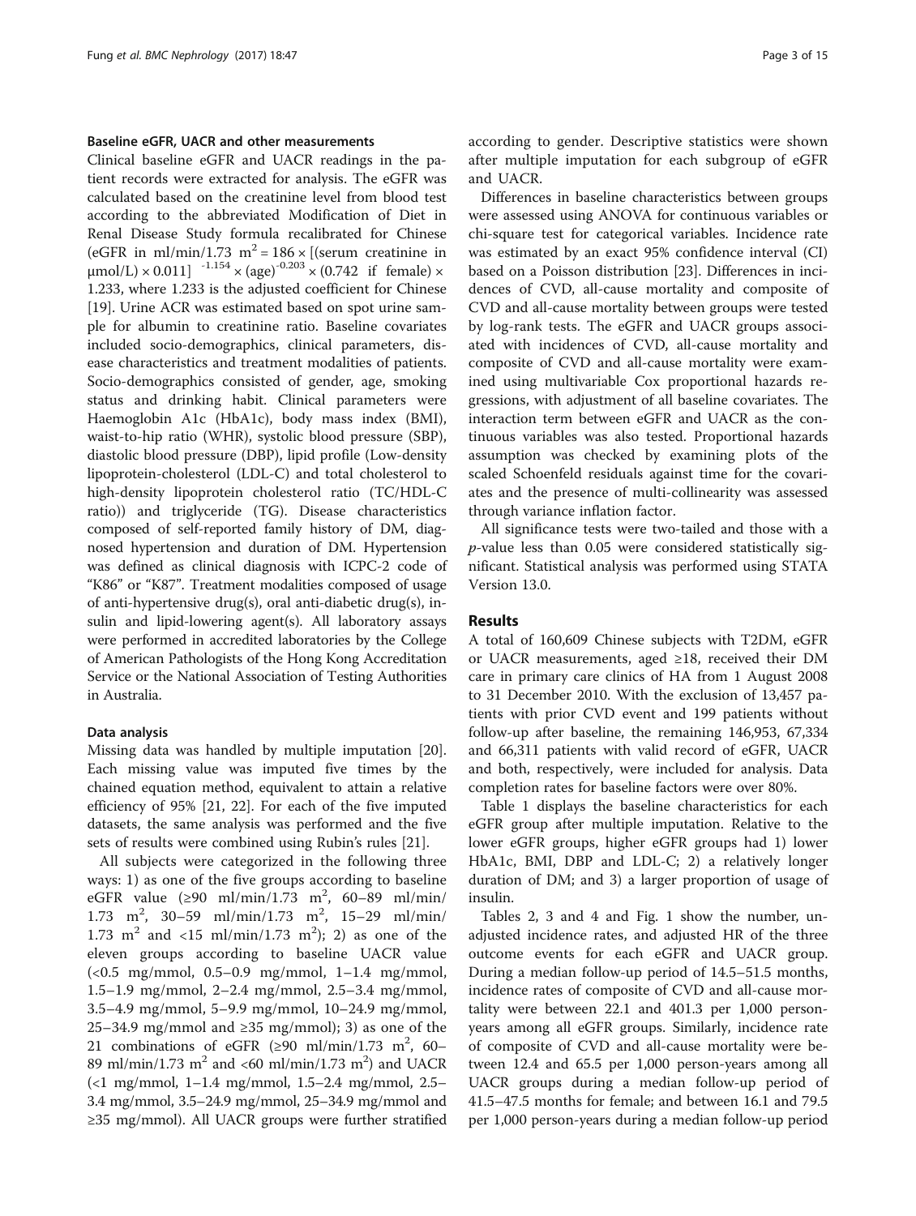#### Baseline eGFR, UACR and other measurements

Clinical baseline eGFR and UACR readings in the patient records were extracted for analysis. The eGFR was calculated based on the creatinine level from blood test according to the abbreviated Modification of Diet in Renal Disease Study formula recalibrated for Chinese (eGFR in ml/min/1.73 $m^2 = 186 \times$ [(serum creatinine in μmol/L) × 0.011] $^{-1.154} \times (\text{age})^{-0.203} \times$ (0.742 if female) × 1.233, where 1.233 is the adjusted coefficient for Chinese [19]. Urine ACR was estimated based on spot urine sample for albumin to creatinine ratio. Baseline covariates included socio-demographics, clinical parameters, disease characteristics and treatment modalities of patients. Socio-demographics consisted of gender, age, smoking status and drinking habit. Clinical parameters were Haemoglobin A1c (HbA1c), body mass index (BMI), waist-to-hip ratio (WHR), systolic blood pressure (SBP), diastolic blood pressure (DBP), lipid profile (Low-density lipoprotein-cholesterol (LDL-C) and total cholesterol to high-density lipoprotein cholesterol ratio (TC/HDL-C ratio)) and triglyceride (TG). Disease characteristics composed of self-reported family history of DM, diagnosed hypertension and duration of DM. Hypertension was defined as clinical diagnosis with ICPC-2 code of "K86" or "K87". Treatment modalities composed of usage of anti-hypertensive drug(s), oral anti-diabetic drug(s), insulin and lipid-lowering agent(s). All laboratory assays were performed in accredited laboratories by the College of American Pathologists of the Hong Kong Accreditation Service or the National Association of Testing Authorities in Australia.

#### Data analysis

Missing data was handled by multiple imputation [20]. Each missing value was imputed five times by the chained equation method, equivalent to attain a relative efficiency of 95% [21, 22]. For each of the five imputed datasets, the same analysis was performed and the five sets of results were combined using Rubin's rules [21].

All subjects were categorized in the following three ways: 1) as one of the five groups according to baseline eGFR value (≥90 ml/min/1.73 $m^2$, 60–89 ml/min/1.73 $m^2$, 30–59 ml/min/1.73 $m^2$, 15–29 ml/min/1.73 $m^2$ and <15 ml/min/1.73 $m^2$); 2) as one of the eleven groups according to baseline UACR value (<0.5 mg/mmol, 0.5–0.9 mg/mmol, 1–1.4 mg/mmol, 1.5–1.9 mg/mmol, 2–2.4 mg/mmol, 2.5–3.4 mg/mmol, 3.5–4.9 mg/mmol, 5–9.9 mg/mmol, 10–24.9 mg/mmol, 25–34.9 mg/mmol and ≥35 mg/mmol); 3) as one of the 21 combinations of eGFR (≥90 ml/min/1.73 $m^2$, 60–89 ml/min/1.73 $m^2$ and <60 ml/min/1.73 $m^2$) and UACR (<1 mg/mmol, 1–1.4 mg/mmol, 1.5–2.4 mg/mmol, 2.5–3.4 mg/mmol, 3.5–24.9 mg/mmol, 25–34.9 mg/mmol and ≥35 mg/mmol). All UACR groups were further stratified according to gender. Descriptive statistics were shown after multiple imputation for each subgroup of eGFR and UACR.

Differences in baseline characteristics between groups were assessed using ANOVA for continuous variables or chi-square test for categorical variables. Incidence rate was estimated by an exact 95% confidence interval (CI) based on a Poisson distribution [23]. Differences in incidences of CVD, all-cause mortality and composite of CVD and all-cause mortality between groups were tested by log-rank tests. The eGFR and UACR groups associated with incidences of CVD, all-cause mortality and composite of CVD and all-cause mortality were examined using multivariable Cox proportional hazards regressions, with adjustment of all baseline covariates. The interaction term between eGFR and UACR as the continuous variables was also tested. Proportional hazards assumption was checked by examining plots of the scaled Schoenfeld residuals against time for the covariates and the presence of multi-collinearity was assessed through variance inflation factor.

All significance tests were two-tailed and those with a *p*-value less than 0.05 were considered statistically significant. Statistical analysis was performed using STATA Version 13.0.

## Results

A total of 160,609 Chinese subjects with T2DM, eGFR or UACR measurements, aged ≥18, received their DM care in primary care clinics of HA from 1 August 2008 to 31 December 2010. With the exclusion of 13,457 patients with prior CVD event and 199 patients without follow-up after baseline, the remaining 146,953, 67,334 and 66,311 patients with valid record of eGFR, UACR and both, respectively, were included for analysis. Data completion rates for baseline factors were over 80%.

Table 1 displays the baseline characteristics for each eGFR group after multiple imputation. Relative to the lower eGFR groups, higher eGFR groups had 1) lower HbA1c, BMI, DBP and LDL-C; 2) a relatively longer duration of DM; and 3) a larger proportion of usage of insulin.

Tables 2, 3 and 4 and Fig. 1 show the number, unadjusted incidence rates, and adjusted HR of the three outcome events for each eGFR and UACR group. During a median follow-up period of 14.5–51.5 months, incidence rates of composite of CVD and all-cause mortality were between 22.1 and 401.3 per 1,000 person-years among all eGFR groups. Similarly, incidence rate of composite of CVD and all-cause mortality were between 12.4 and 65.5 per 1,000 person-years among all UACR groups during a median follow-up period of 41.5–47.5 months for female; and between 16.1 and 79.5 per 1,000 person-years during a median follow-up period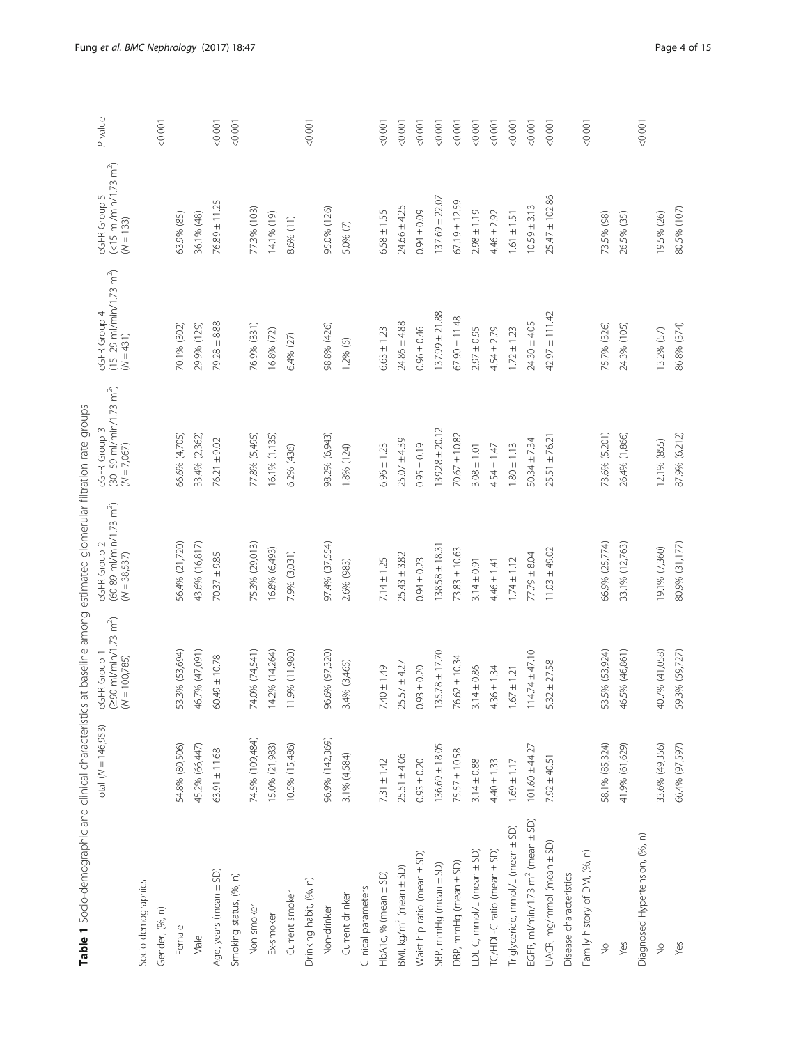**Table 1** Socio-demographic and clinical characteristics at baseline among estimated glomerular filtration rate groups

| | Total (N = 146,953) | eGFR Group 1 (≥90 ml/min/1.73 m²) (N = 100,785) | eGFR Group 2 (60–89 ml/min/1.73 m²) (N = 38,537) | eGFR Group 3 (30–59 ml/min/1.73 m²) (N = 7,067) | eGFR Group 4 (15–29 ml/min/1.73 m²) (N = 431) | eGFR Group 5 (<15 ml/min/1.73 m²) (N = 133) | P-value |
|---|---|---|---|---|---|---|---|
| Socio-demographics | | | | | | | |
| Gender, (%, n) | | | | | | | <0.001 |
| Female | 54.8% (80,506) | 53.3% (53,694) | 56.4% (21,720) | 66.6% (4,705) | 70.1% (302) | 63.9% (85) | |
| Male | 45.2% (66,447) | 46.7% (47,091) | 43.6% (16,817) | 33.4% (2,362) | 29.9% (129) | 36.1% (48) | |
| Age, years (mean ± SD) | 63.91 ± 11.68 | 60.49 ± 10.78 | 70.37 ± 9.85 | 76.21 ± 9.02 | 79.28 ± 8.88 | 76.89 ± 11.25 | <0.001 |
| Smoking status, (%, n) | | | | | | | <0.001 |
| Non-smoker | 74.5% (109,484) | 74.0% (74,541) | 75.3% (29,013) | 77.8% (5,495) | 76.9% (331) | 77.3% (103) | |
| Ex-smoker | 15.0% (21,983) | 14.2% (14,264) | 16.8% (6,493) | 16.1% (1,135) | 16.8% (72) | 14.1% (19) | |
| Current smoker | 10.5% (15,486) | 11.9% (11,980) | 7.9% (3,031) | 6.2% (436) | 6.4% (27) | 8.6% (11) | |
| Drinking habit, (%, n) | | | | | | | <0.001 |
| Non-drinker | 96.9% (142,369) | 96.6% (97,320) | 97.4% (37,554) | 98.2% (6,943) | 98.8% (426) | 95.0% (126) | |
| Current drinker | 3.1% (4,584) | 3.4% (3,465) | 2.6% (983) | 1.8% (124) | 1.2% (5) | 5.0% (7) | |
| Clinical parameters | | | | | | | |
| HbA1c, % (mean ± SD) | 7.31 ± 1.42 | 7.40 ± 1.49 | 7.14 ± 1.25 | 6.96 ± 1.23 | 6.63 ± 1.23 | 6.58 ± 1.55 | <0.001 |
| BMI, kg/m² (mean ± SD) | 25.51 ± 4.06 | 25.57 ± 4.27 | 25.43 ± 3.82 | 25.07 ± 4.39 | 24.86 ± 4.88 | 24.66 ± 4.25 | <0.001 |
| Waist hip ratio (mean ± SD) | 0.93 ± 0.20 | 0.93 ± 0.20 | 0.94 ± 0.23 | 0.95 ± 0.19 | 0.96 ± 0.46 | 0.94 ± 0.09 | <0.001 |
| SBP, mmHg (mean ± SD) | 136.69 ± 18.05 | 135.78 ± 17.70 | 138.58 ± 18.31 | 139.28 ± 20.12 | 137.99 ± 21.88 | 137.69 ± 22.07 | <0.001 |
| DBP, mmHg (mean ± SD) | 75.57 ± 10.58 | 76.62 ± 10.34 | 73.83 ± 10.63 | 70.67 ± 10.82 | 67.90 ± 11.48 | 67.19 ± 12.59 | <0.001 |
| LDL-C, mmol/L (mean ± SD) | 3.14 ± 0.88 | 3.14 ± 0.86 | 3.14 ± 0.91 | 3.08 ± 1.01 | 2.97 ± 0.95 | 2.98 ± 1.19 | <0.001 |
| TC/HDL-C ratio (mean ± SD) | 4.40 ± 1.33 | 4.36 ± 1.34 | 4.46 ± 1.41 | 4.54 ± 1.47 | 4.54 ± 2.79 | 4.46 ± 2.92 | <0.001 |
| Triglyceride, mmol/L (mean ± SD) | 1.69 ± 1.17 | 1.67 ± 1.21 | 1.74 ± 1.12 | 1.80 ± 1.13 | 1.72 ± 1.23 | 1.61 ± 1.51 | <0.001 |
| EGFR, ml/min/1.73 m² (mean ± SD) | 101.60 ± 44.27 | 114.74 ± 47.10 | 77.79 ± 8.04 | 50.34 ± 7.34 | 24.30 ± 4.05 | 10.59 ± 3.13 | <0.001 |
| UACR, mg/mmol (mean ± SD) | 7.92 ± 40.51 | 5.32 ± 27.58 | 11.03 ± 49.02 | 25.51 ± 76.21 | 42.97 ± 111.42 | 25.47 ± 102.86 | <0.001 |
| Disease characteristics | | | | | | | |
| Family history of DM, (%, n) | | | | | | | <0.001 |
| No | 58.1% (85,324) | 53.5% (53,924) | 66.9% (25,774) | 73.6% (5,201) | 75.7% (326) | 73.5% (98) | |
| Yes | 41.9% (61,629) | 46.5% (46,861) | 33.1% (12,763) | 26.4% (1,866) | 24.3% (105) | 26.5% (35) | |
| Diagnosed Hypertension, (%, n) | | | | | | | <0.001 |
| No | 33.6% (49,356) | 40.7% (41,058) | 19.1% (7,360) | 12.1% (855) | 13.2% (57) | 19.5% (26) | |
| Yes | 66.4% (97,597) | 59.3% (59,727) | 80.9% (31,177) | 87.9% (6,212) | 86.8% (374) | 80.5% (107) | |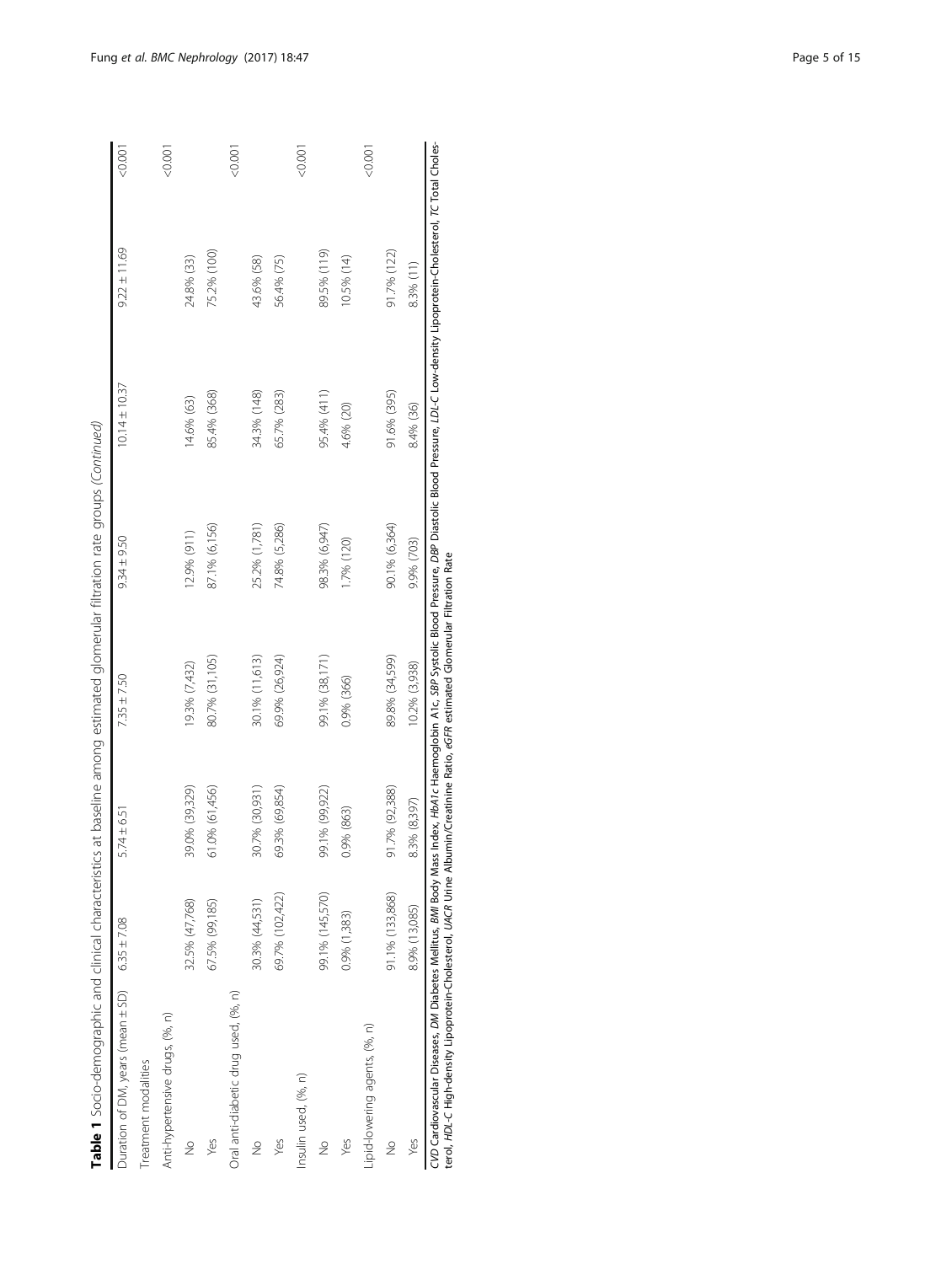**Table 1** Socio-demographic and clinical characteristics at baseline among estimated glomerular filtration rate groups *(Continued)*

| | | | | | | |
|---|---|---|---|---|---|---|
| Duration of DM, years (mean ± SD) | 6.35 ± 7.08 | 5.74 ± 6.51 | 7.35 ± 7.50 | 9.34 ± 9.50 | 10.14 ± 10.37 | 9.22 ± 11.69 | <0.001 |
| Treatment modalities | | | | | | | |
| Anti-hypertensive drugs, (%, n) | | | | | | | <0.001 |
| No | 32.5% (47,768) | 39.0% (39,329) | 19.3% (7,432) | 12.9% (911) | 14.6% (63) | 24.8% (33) | |
| Yes | 67.5% (99,185) | 61.0% (61,456) | 80.7% (31,105) | 87.1% (6,156) | 85.4% (368) | 75.2% (100) | |
| Oral anti-diabetic drug used, (%, n) | | | | | | | <0.001 |
| No | 30.3% (44,531) | 30.7% (30,931) | 30.1% (11,613) | 25.2% (1,781) | 34.3% (148) | 43.6% (58) | |
| Yes | 69.7% (102,422) | 69.3% (69,854) | 69.9% (26,924) | 74.8% (5,286) | 65.7% (283) | 56.4% (75) | |
| Insulin used, (%, n) | | | | | | | <0.001 |
| No | 99.1% (145,570) | 99.1% (99,922) | 99.1% (38,171) | 98.3% (6,947) | 95.4% (411) | 89.5% (119) | |
| Yes | 0.9% (1,383) | 0.9% (863) | 0.9% (366) | 1.7% (120) | 4.6% (20) | 10.5% (14) | |
| Lipid-lowering agents, (%, n) | | | | | | | <0.001 |
| No | 91.1% (133,868) | 91.7% (92,388) | 89.8% (34,599) | 90.1% (6,364) | 91.6% (395) | 91.7% (122) | |
| Yes | 8.9% (13,085) | 8.3% (8,397) | 10.2% (3,938) | 9.9% (703) | 8.4% (36) | 8.3% (11) | |

*CVD* Cardiovascular Diseases, *DM* Diabetes Mellitus, *BMI* Body Mass Index, *HbA1c* Haemoglobin A1c, *SBP* Systolic Blood Pressure, *DBP* Diastolic Blood Pressure, *LDL-C* Low-density Lipoprotein-Cholesterol, *TC* Total Cholesterol, *HDL-C* High-density Lipoprotein-Cholesterol, *UACR* Urine Albumin/Creatinine Ratio, *eGFR* estimated Glomerular Filtration Rate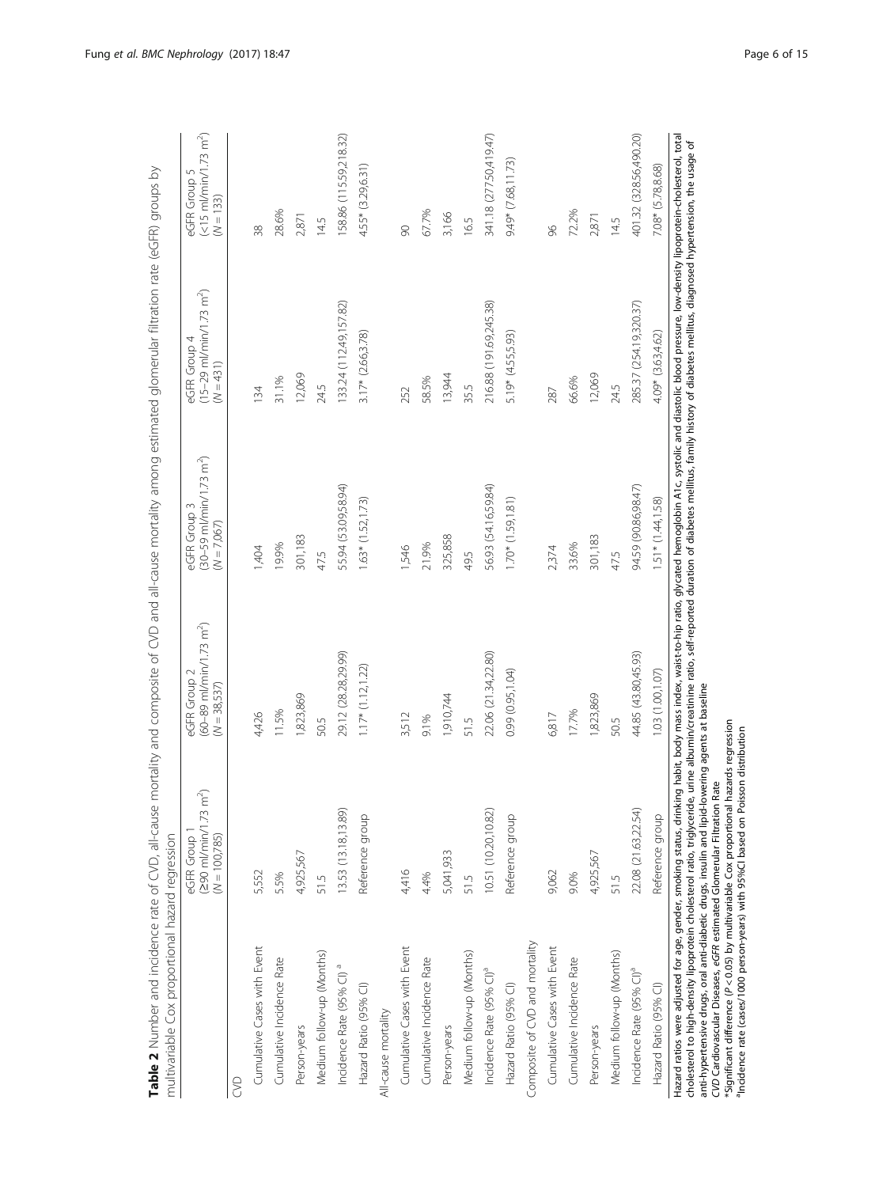**Table 2** Number and incidence rate of CVD, all-cause mortality and composite of CVD and all-cause mortality among estimated glomerular filtration rate (eGFR) groups by multivariable Cox proportional hazard regression

| | eGFR Group 1 (≥90 ml/min/1.73 m$^2$) ($N$ = 100,785) | eGFR Group 2 (60–89 ml/min/1.73 m$^2$) ($N$ = 38,537) | eGFR Group 3 (30–59 ml/min/1.73 m$^2$) ($N$ = 7,067) | eGFR Group 4 (15–29 ml/min/1.73 m$^2$) ($N$ = 431) | eGFR Group 5 (<15 ml/min/1.73 m$^2$) ($N$ = 133) |
|---|---|---|---|---|---|
| CVD | | | | | |
| Cumulative Cases with Event | 5,552 | 4,426 | 1,404 | 134 | 38 |
| Cumulative Incidence Rate | 5.5% | 11.5% | 19.9% | 31.1% | 28.6% |
| Person-years | 4,925,567 | 1,823,869 | 301,183 | 12,069 | 2,871 |
| Medium follow-up (Months) | 51.5 | 50.5 | 47.5 | 24.5 | 14.5 |
| Incidence Rate (95% CI) [a] | 13.53 (13.18,13.89) | 29.12 (28.28,29.99) | 55.94 (53.09,58.94) | 133.24 (112.49,157.82) | 158.86 (115.59,218.32) |
| Hazard Ratio (95% CI) | Reference group | 1.17* (1.12,1.22) | 1.63* (1.52,1.73) | 3.17* (2.66,3.78) | 4.55* (3.29,6.31) |
| All-cause mortality | | | | | |
| Cumulative Cases with Event | 4,416 | 3,512 | 1,546 | 252 | 90 |
| Cumulative Incidence Rate | 4.4% | 9.1% | 21.9% | 58.5% | 67.7% |
| Person-years | 5,041,933 | 1,910,744 | 325,858 | 13,944 | 3,166 |
| Medium follow-up (Months) | 51.5 | 51.5 | 49.5 | 35.5 | 16.5 |
| Incidence Rate (95% CI) [a] | 10.51 (10.20,10.82) | 22.06 (21.34,22.80) | 56.93 (54.16,59.84) | 216.88 (191.69,245.38) | 341.18 (277.50,419.47) |
| Hazard Ratio (95% CI) | Reference group | 0.99 (0.95,1.04) | 1.70* (1.59,1.81) | 5.19* (4.55,5.93) | 9.49* (7.68,11.73) |
| Composite of CVD and mortality | | | | | |
| Cumulative Cases with Event | 9,062 | 6,817 | 2,374 | 287 | 96 |
| Cumulative Incidence Rate | 9.0% | 17.7% | 33.6% | 66.6% | 72.2% |
| Person-years | 4,925,567 | 1,823,869 | 301,183 | 12,069 | 2,871 |
| Medium follow-up (Months) | 51.5 | 50.5 | 47.5 | 24.5 | 14.5 |
| Incidence Rate (95% CI) [a] | 22.08 (21.63,22.54) | 44.85 (43.80,45.93) | 94.59 (90.86,98.47) | 285.37 (254.19,320.37) | 401.32 (328.56,490.20) |
| Hazard Ratio (95% CI) | Reference group | 1.03 (1.00,1.07) | 1.51* (1.44,1.58) | 4.09* (3.63,4.62) | 7.08* (5.78,8.68) |

Hazard ratios were adjusted for age, gender, smoking status, drinking habit, body mass index, waist-to-hip ratio, glycated hemoglobin A1c, systolic and diastolic blood pressure, low-density lipoprotein-cholesterol, total cholesterol to high-density lipoprotein cholesterol ratio, triglyceride, urine albumin/creatinine ratio, self-reported duration of diabetes mellitus, family history of diabetes mellitus, diagnosed hypertension, the usage of anti-hypertensive drugs, oral anti-diabetic drugs, insulin and lipid-lowering agents at baseline

*CVD* Cardiovascular Diseases, *eGFR* estimated Glomerular Filtration Rate

*Significant difference ($P < 0.05$) by multivariable Cox proportional hazards regression

[a]Incidence rate (cases/1000 person-years) with 95%CI based on Poisson distribution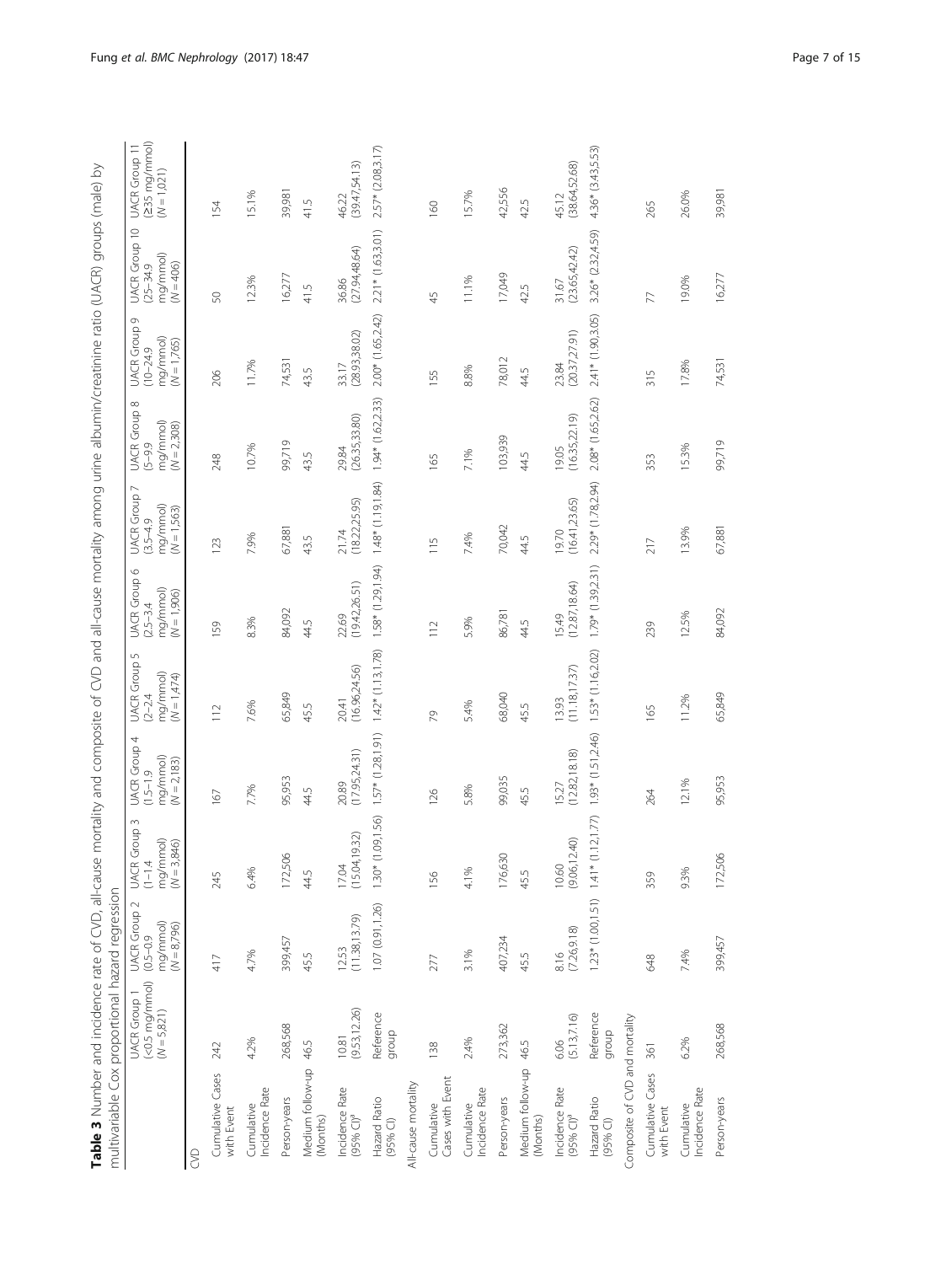**Table 3** Number and incidence rate of CVD, all-cause mortality and composite of CVD and all-cause mortality among urine albumin/creatinine ratio (UACR) groups (male) by multivariable Cox proportional hazard regression

| | UACR Group 1 (<0.5 mg/mmol) (N = 5,821) | UACR Group 2 (0.5–0.9 mg/mmol) (N = 8,796) | UACR Group 3 (1–1.4 mg/mmol) (N = 3,846) | UACR Group 4 (1.5–1.9 mg/mmol) (N = 2,183) | UACR Group 5 (2–2.4 mg/mmol) (N = 1,474) | UACR Group 6 (2.5–3.4 mg/mmol) (N = 1,906) | UACR Group 7 (3.5–4.9 mg/mmol) (N = 1,563) | UACR Group 8 (5–9.9 mg/mmol) (N = 2,308) | UACR Group 9 (10–24.9 mg/mmol) (N = 1,765) | UACR Group 10 (25–34.9 mg/mmol) (N = 406) | UACR Group 11 (≥35 mg/mmol) (N = 1,021) |
|---|---|---|---|---|---|---|---|---|---|---|---|
| CVD | | | | | | | | | | | |
| Cumulative Cases with Event | 242 | 417 | 245 | 167 | 112 | 159 | 123 | 248 | 206 | 50 | 154 |
| Cumulative Incidence Rate | 4.2% | 4.7% | 6.4% | 7.7% | 7.6% | 8.3% | 7.9% | 10.7% | 11.7% | 12.3% | 15.1% |
| Person-years | 268,568 | 399,457 | 172,506 | 95,953 | 65,849 | 84,092 | 67,881 | 99,719 | 74,531 | 16,277 | 39,981 |
| Medium follow-up (Months) | 46.5 | 45.5 | 44.5 | 44.5 | 45.5 | 44.5 | 43.5 | 43.5 | 43.5 | 41.5 | 41.5 |
| Incidence Rate (95% CI)[a] | 10.81 (9.53,12.26) | 12.53 (11.38,13.79) | 17.04 (15.04,19.32) | 20.89 (17.95,24.31) | 20.41 (16.96,24.56) | 22.69 (19.42,26.51) | 21.74 (18.22,25.95) | 29.84 (26.35,33.80) | 33.17 (28.93,38.02) | 36.86 (27.94,48.64) | 46.22 (39.47,54.13) |
| Hazard Ratio (95% CI) | Reference group | 1.07 (0.91,1.26) | 1.30* (1.09,1.56) | 1.57* (1.28,1.91) | 1.42* (1.13,1.78) | 1.58* (1.29,1.94) | 1.48* (1.19,1.84) | 1.94* (1.62,2.33) | 2.00* (1.65,2.42) | 2.21* (1.63,3.01) | 2.57* (2.08,3.17) |
| All-cause mortality | | | | | | | | | | | |
| Cumulative Cases with Event | 138 | 277 | 156 | 126 | 79 | 112 | 115 | 165 | 155 | 45 | 160 |
| Cumulative Incidence Rate | 2.4% | 3.1% | 4.1% | 5.8% | 5.4% | 5.9% | 7.4% | 7.1% | 8.8% | 11.1% | 15.7% |
| Person-years | 273,362 | 407,234 | 176,630 | 99,035 | 68,040 | 86,781 | 70,042 | 103,939 | 78,012 | 17,049 | 42,556 |
| Medium follow-up (Months) | 46.5 | 45.5 | 45.5 | 45.5 | 45.5 | 44.5 | 44.5 | 44.5 | 44.5 | 42.5 | 42.5 |
| Incidence Rate (95% CI)[a] | 6.06 (5.13,7.16) | 8.16 (7.26,9.18) | 10.60 (9.06,12.40) | 15.27 (12.82,18.18) | 13.93 (11.18,17.37) | 15.49 (12.87,18.64) | 19.70 (16.41,23.65) | 19.05 (16.35,22.19) | 23.84 (20.37,27.91) | 31.67 (23.65,42.42) | 45.12 (38.64,52.68) |
| Hazard Ratio (95% CI) | Reference group | 1.23* (1.00,1.51) | 1.41* (1.12,1.77) | 1.93* (1.51,2.46) | 1.53* (1.16,2.02) | 1.79* (1.39,2.31) | 2.29* (1.78,2.94) | 2.08* (1.65,2.62) | 2.41* (1.90,3.05) | 3.26* (2.32,4.59) | 4.36* (3.43,5.53) |
| Composite of CVD and mortality | | | | | | | | | | | |
| Cumulative Cases with Event | 361 | 648 | 359 | 264 | 165 | 239 | 217 | 353 | 315 | 77 | 265 |
| Cumulative Incidence Rate | 6.2% | 7.4% | 9.3% | 12.1% | 11.2% | 12.5% | 13.9% | 15.3% | 17.8% | 19.0% | 26.0% |
| Person-years | 268,568 | 399,457 | 172,506 | 95,953 | 65,849 | 84,092 | 67,881 | 99,719 | 74,531 | 16,277 | 39,981 |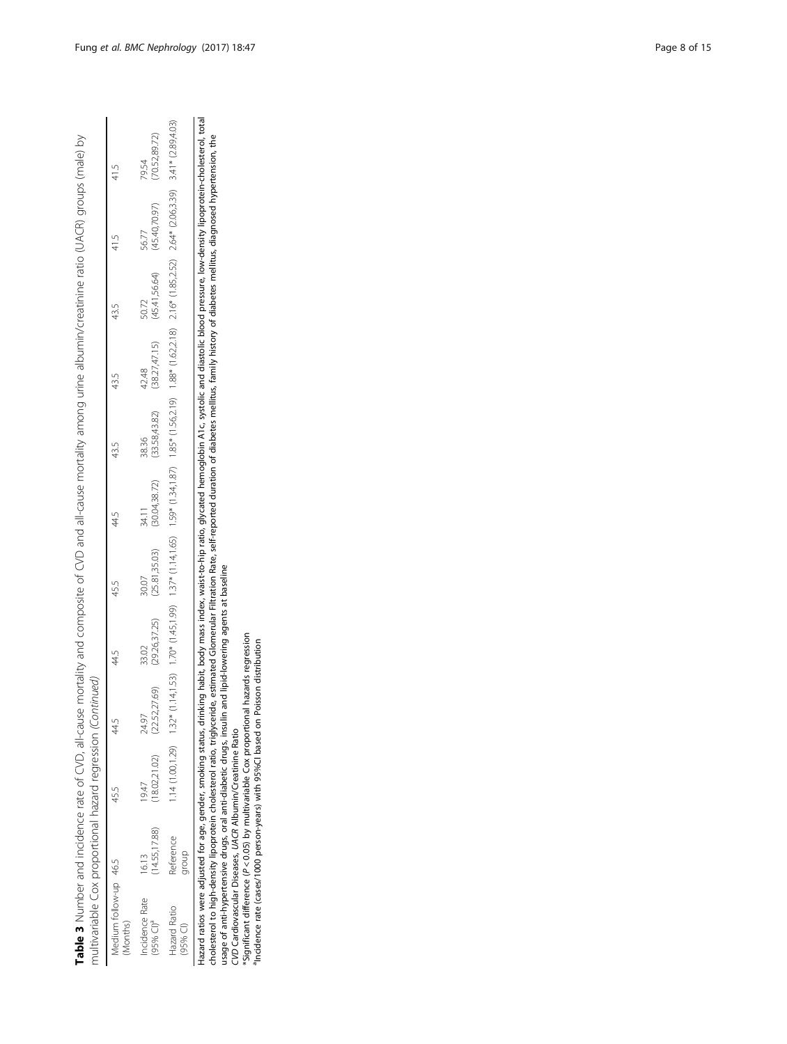**Table 3** Number and incidence rate of CVD, all-cause mortality and composite of CVD and all-cause mortality among urine albumin/creatinine ratio (UACR) groups (male) by multivariable Cox proportional hazard regression *(Continued)*

| | | | | | | | | | | |
|---|---|---|---|---|---|---|---|---|---|---|
| Medium follow-up (Months) | 46.5 | 45.5 | 44.5 | 44.5 | 45.5 | 44.5 | 43.5 | 43.5 | 43.5 | 41.5 | 41.5 |
| Incidence Rate (95% CI)[a] | 16.13 (14.55,17.88) | 19.47 (18.02,21.02) | 24.97 (22.52,27.69) | 33.02 (29.26,37.25) | 30.07 (25.81,35.03) | 34.11 (30.04,38.72) | 38.36 (33.58,43.82) | 42.48 (38.27,47.15) | 50.72 (45.41,56.64) | 56.77 (45.40,70.97) | 79.54 (70.52,89.72) |
| Hazard Ratio (95% CI) | Reference group | 1.14 (1.00,1.29) | 1.32* (1.14,1.53) | 1.70* (1.45,1.99) | 1.37* (1.14,1.65) | 1.59* (1.34,1.87) | 1.85* (1.56,2.19) | 1.88* (1.62,2.18) | 2.16* (1.85,2.52) | 2.64* (2.06,3.39) | 3.41* (2.89,4.03) |

Hazard ratios were adjusted for age, gender, smoking status, drinking habit, body mass index, waist-to-hip ratio, glycated hemoglobin A1c, systolic and diastolic blood pressure, low-density lipoprotein-cholesterol, total cholesterol to high-density lipoprotein cholesterol ratio, triglyceride, estimated Glomerular Filtration Rate, self-reported duration of diabetes mellitus, family history of diabetes mellitus, diagnosed hypertension, the usage of anti-hypertensive drugs, oral anti-diabetic drugs, insulin and lipid-lowering agents at baseline

*CVD* Cardiovascular Diseases, *UACR* Albumin/Creatinine Ratio

*Significant difference ($P < 0.05$) by multivariable Cox proportional hazards regression

[a]Incidence rate (cases/1000 person-years) with 95%CI based on Poisson distribution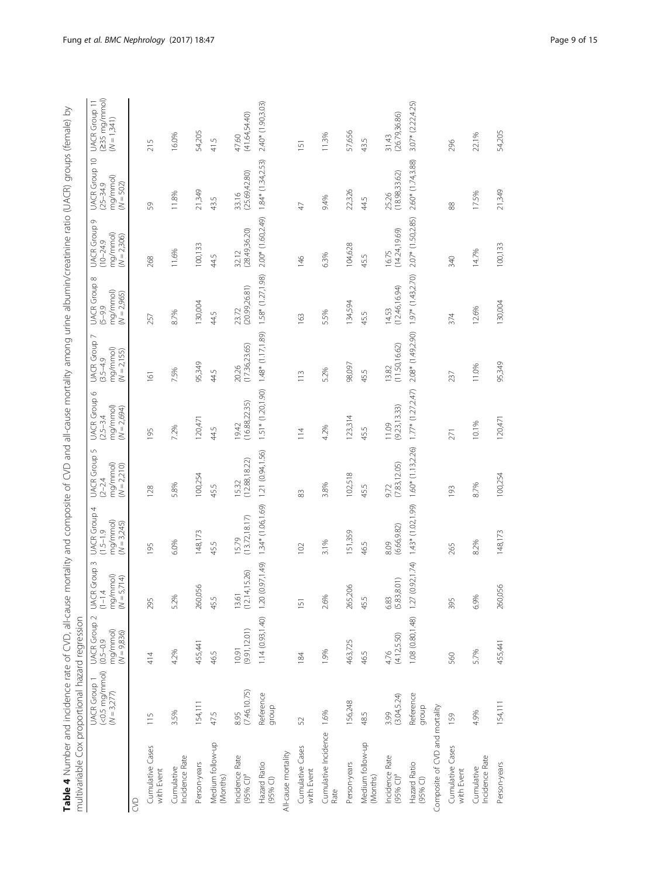**Table 4** Number and incidence rate of CVD, all-cause mortality and composite of CVD and all-cause mortality among urine albumin/creatinine ratio (UACR) groups (female) by multivariable Cox proportional hazard regression

| | UACR Group 1 (<0.5 mg/mmol) (N = 3,277) | UACR Group 2 (0.5–0.9 mg/mmol) (N = 9,836) | UACR Group 3 (1–1.4 mg/mmol) (N = 5,714) | UACR Group 4 (1.5–1.9 mg/mmol) (N = 3,245) | UACR Group 5 (2–2.4 mg/mmol) (N = 2,210) | UACR Group 6 (2.5–3.4 mg/mmol) (N = 2,694) | UACR Group 7 (3.5–4.9 mg/mmol) (N = 2,155) | UACR Group 8 (5–9.9 mg/mmol) (N = 2,965) | UACR Group 9 (10–24.9 mg/mmol) (N = 2,306) | UACR Group 10 (25–34.9 mg/mmol) (N = 502) | UACR Group 11 (≥35 mg/mmol) (N = 1,341) |
|---|---|---|---|---|---|---|---|---|---|---|---|
| CVD | | | | | | | | | | | |
| Cumulative Cases with Event | 115 | 414 | 295 | 195 | 128 | 195 | 161 | 257 | 268 | 59 | 215 |
| Cumulative Incidence Rate | 3.5% | 4.2% | 5.2% | 6.0% | 5.8% | 7.2% | 7.5% | 8.7% | 11.6% | 11.8% | 16.0% |
| Person-years | 154,111 | 455,441 | 260,056 | 148,173 | 100,254 | 120,471 | 95,349 | 130,004 | 100,133 | 21,349 | 54,205 |
| Medium follow-up (Months) | 47.5 | 46.5 | 45.5 | 45.5 | 45.5 | 44.5 | 44.5 | 44.5 | 44.5 | 43.5 | 41.5 |
| Incidence Rate (95% CI)[a] | 8.95 (7.46,10.75) | 10.91 (9.91,12.01) | 13.61 (12.14,15.26) | 15.79 (13.72,18.17) | 15.32 (12.88,18.22) | 19.42 (16.88,22.35) | 20.26 (17.36,23.65) | 23.72 (20.99,26.81) | 32.12 (28.49,36.20) | 33.16 (25.69,42.80) | 47.60 (41.64,54.40) |
| Hazard Ratio (95% CI) | Reference group | 1.14 (0.93,1.40) | 1.20 (0.97,1.49) | 1.34* (1.06,1.69) | 1.21 (0.94,1.56) | 1.51* (1.20,1.90) | 1.48* (1.17,1.89) | 1.58* (1.27,1.98) | 2.00* (1.60,2.49) | 1.84* (1.34,2.53) | 2.40* (1.90,3.03) |
| All-cause mortality | | | | | | | | | | | |
| Cumulative Cases with Event | 52 | 184 | 151 | 102 | 83 | 114 | 113 | 163 | 146 | 47 | 151 |
| Cumulative Incidence Rate | 1.6% | 1.9% | 2.6% | 3.1% | 3.8% | 4.2% | 5.2% | 5.5% | 6.3% | 9.4% | 11.3% |
| Person-years | 156,248 | 463,725 | 265,206 | 151,359 | 102,518 | 123,314 | 98,097 | 134,594 | 104,628 | 22,326 | 57,656 |
| Medium follow-up (Months) | 48.5 | 46.5 | 45.5 | 46.5 | 45.5 | 45.5 | 45.5 | 45.5 | 45.5 | 44.5 | 43.5 |
| Incidence Rate (95% CI)[a] | 3.99 (3.04,5.24) | 4.76 (4.12,5.50) | 6.83 (5.83,8.01) | 8.09 (6.66,9.82) | 9.72 (7.83,12.05) | 11.09 (9.23,13.33) | 13.82 (11.50,16.62) | 14.53 (12.46,16.94) | 16.75 (14.24,19.69) | 25.26 (18.98,33.62) | 31.43 (26.79,36.86) |
| Hazard Ratio (95% CI) | Reference group | 1.08 (0.80,1.48) | 1.27 (0.92,1.74) | 1.43* (1.02,1.99) | 1.60* (1.13,2.26) | 1.77* (1.27,2.47) | 2.08* (1.49,2.90) | 1.97* (1.43,2.70) | 2.07* (1.50,2.85) | 2.60* (1.74,3.88) | 3.07* (2.22,4.25) |
| Composite of CVD and mortality | | | | | | | | | | | |
| Cumulative Cases with Event | 159 | 560 | 395 | 265 | 193 | 271 | 237 | 374 | 340 | 88 | 296 |
| Cumulative Incidence Rate | 4.9% | 5.7% | 6.9% | 8.2% | 8.7% | 10.1% | 11.0% | 12.6% | 14.7% | 17.5% | 22.1% |
| Person-years | 154,111 | 455,441 | 260,056 | 148,173 | 100,254 | 120,471 | 95,349 | 130,004 | 100,133 | 21,349 | 54,205 |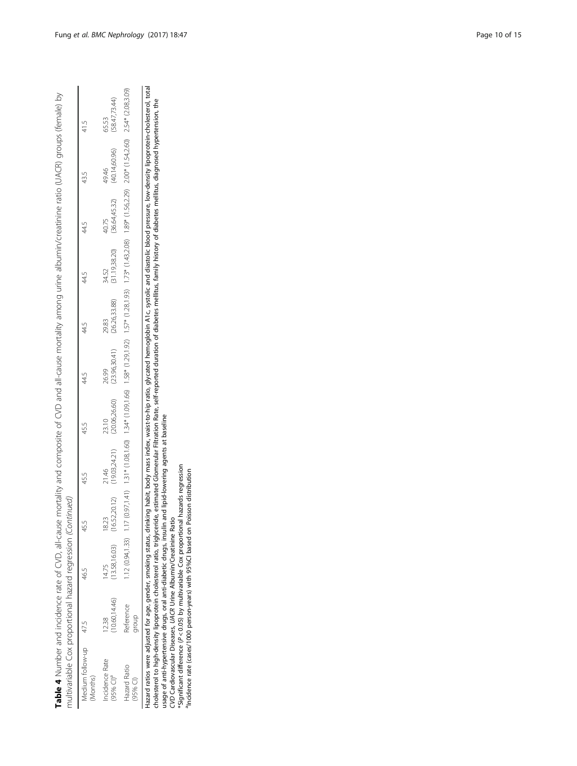**Table 4** Number and incidence rate of CVD, all-cause mortality and composite of CVD and all-cause mortality among urine albumin/creatinine ratio (UACR) groups (female) by multivariable Cox proportional hazard regression *(Continued)*

| | | | | | | | | | | |
|---|---|---|---|---|---|---|---|---|---|---|
| Medium follow-up (Months) | 47.5 | 46.5 | 45.5 | 45.5 | 45.5 | 44.5 | 44.5 | 44.5 | 44.5 | 43.5 | 41.5 |
| Incidence Rate (95% CI)[a] | 12.38 (10.60,14.46) | 14.75 (13.58,16.03) | 18.23 (16.52,20.12) | 21.46 (19.03,24.21) | 23.10 (20.06,26.60) | 26.99 (23.96,30.41) | 29.83 (26.26,33.88) | 34.52 (31.19,38.20) | 40.75 (36.64,45.32) | 49.46 (40.14,60.96) | 65.53 (58.47,73.44) |
| Hazard Ratio (95% CI) | Reference group | 1.12 (0.94,1.33) | 1.17 (0.97,1.41) | 1.31* (1.08,1.60) | 1.34* (1.09,1.66) | 1.58* (1.29,1.92) | 1.57* (1.28,1.93) | 1.73* (1.43,2.08) | 1.89* (1.56,2.29) | 2.00* (1.54,2.60) | 2.54* (2.08,3.09) |

Hazard ratios were adjusted for age, gender, smoking status, drinking habit, body mass index, waist-to-hip ratio, glycated hemoglobin A1c, systolic and diastolic blood pressure, low-density lipoprotein-cholesterol, total cholesterol to high-density lipoprotein cholesterol ratio, triglyceride, estimated Glomerular Filtration Rate, self-reported duration of diabetes mellitus, family history of diabetes mellitus, diagnosed hypertension, the usage of anti-hypertensive drugs, oral anti-diabetic drugs, insulin and lipid-lowering agents at baseline

*CVD* Cardiovascular Diseases, *UACR* Urine Albumin/Creatinine Ratio

*Significant difference ($P < 0.05$) by multivariable Cox proportional hazards regression

[a]Incidence rate (cases/1000 person-years) with 95%CI based on Poisson distribution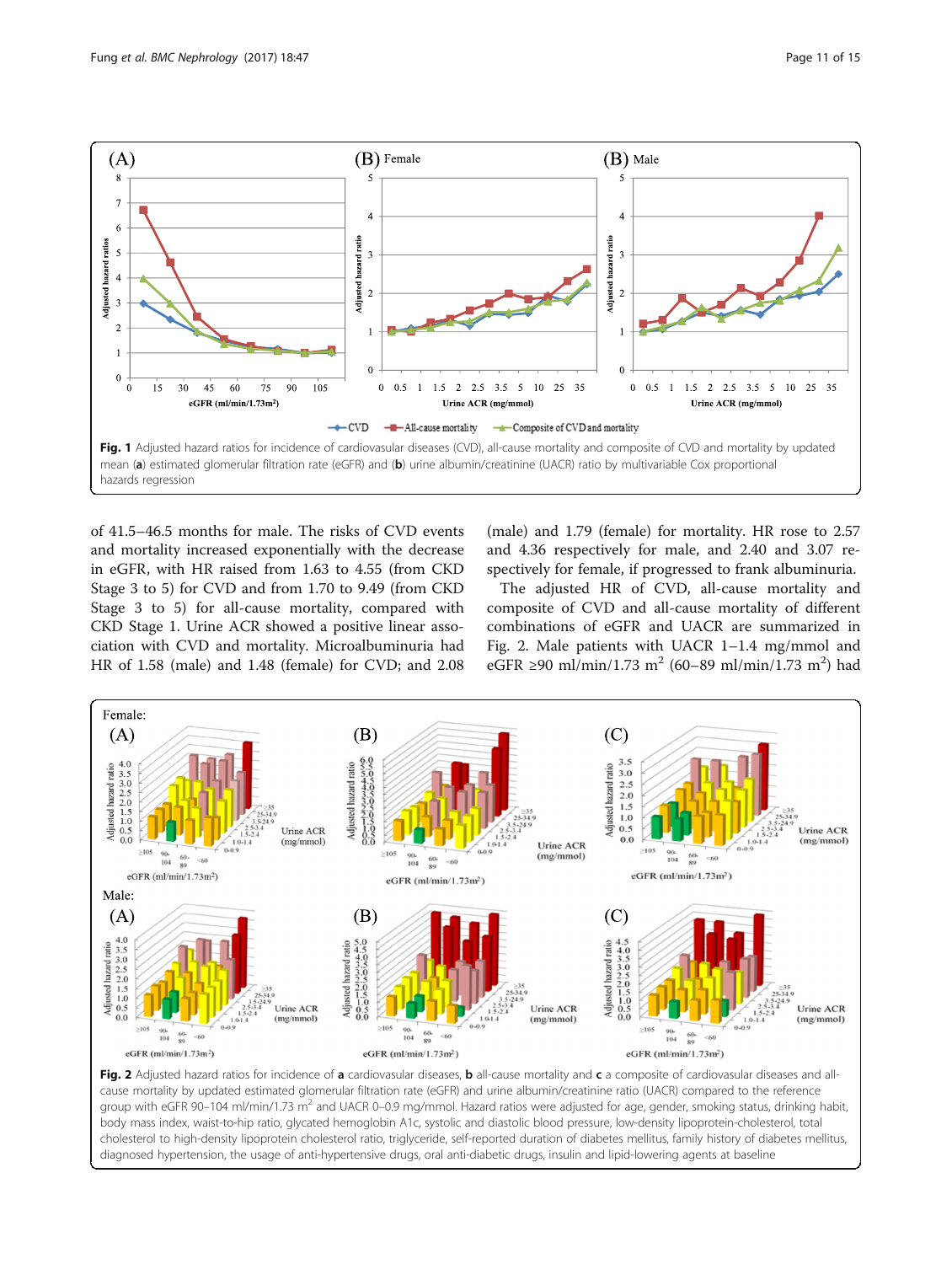Fig. 1 Adjusted hazard ratios for incidence of cardiovascular diseases (CVD), all-cause mortality and composite of CVD and mortality by updated mean (**a**) estimated glomerular filtration rate (eGFR) and (**b**) urine albumin/creatinine (UACR) ratio by multivariable Cox proportional hazards regression

of 41.5–46.5 months for male. The risks of CVD events and mortality increased exponentially with the decrease in eGFR, with HR raised from 1.63 to 4.55 (from CKD Stage 3 to 5) for CVD and from 1.70 to 9.49 (from CKD Stage 3 to 5) for all-cause mortality, compared with CKD Stage 1. Urine ACR showed a positive linear association with CVD and mortality. Microalbuminuria had HR of 1.58 (male) and 1.48 (female) for CVD; and 2.08 (male) and 1.79 (female) for mortality. HR rose to 2.57 and 4.36 respectively for male, and 2.40 and 3.07 respectively for female, if progressed to frank albuminuria.

The adjusted HR of CVD, all-cause mortality and composite of CVD and all-cause mortality of different combinations of eGFR and UACR are summarized in Fig. 2. Male patients with UACR 1–1.4 mg/mmol and eGFR ≥90 ml/min/1.73 $m^2$ (60–89 ml/min/1.73 $m^2$) had

Fig. 2 Adjusted hazard ratios for incidence of **a** cardiovascular diseases, **b** all-cause mortality and **c** a composite of cardiovascular diseases and all-cause mortality by updated estimated glomerular filtration rate (eGFR) and urine albumin/creatinine ratio (UACR) compared to the reference group with eGFR 90–104 ml/min/1.73 $m^2$ and UACR 0–0.9 mg/mmol. Hazard ratios were adjusted for age, gender, smoking status, drinking habit, body mass index, waist-to-hip ratio, glycated hemoglobin A1c, systolic and diastolic blood pressure, low-density lipoprotein-cholesterol, total cholesterol to high-density lipoprotein cholesterol ratio, triglyceride, self-reported duration of diabetes mellitus, family history of diabetes mellitus, diagnosed hypertension, the usage of anti-hypertensive drugs, oral anti-diabetic drugs, insulin and lipid-lowering agents at baseline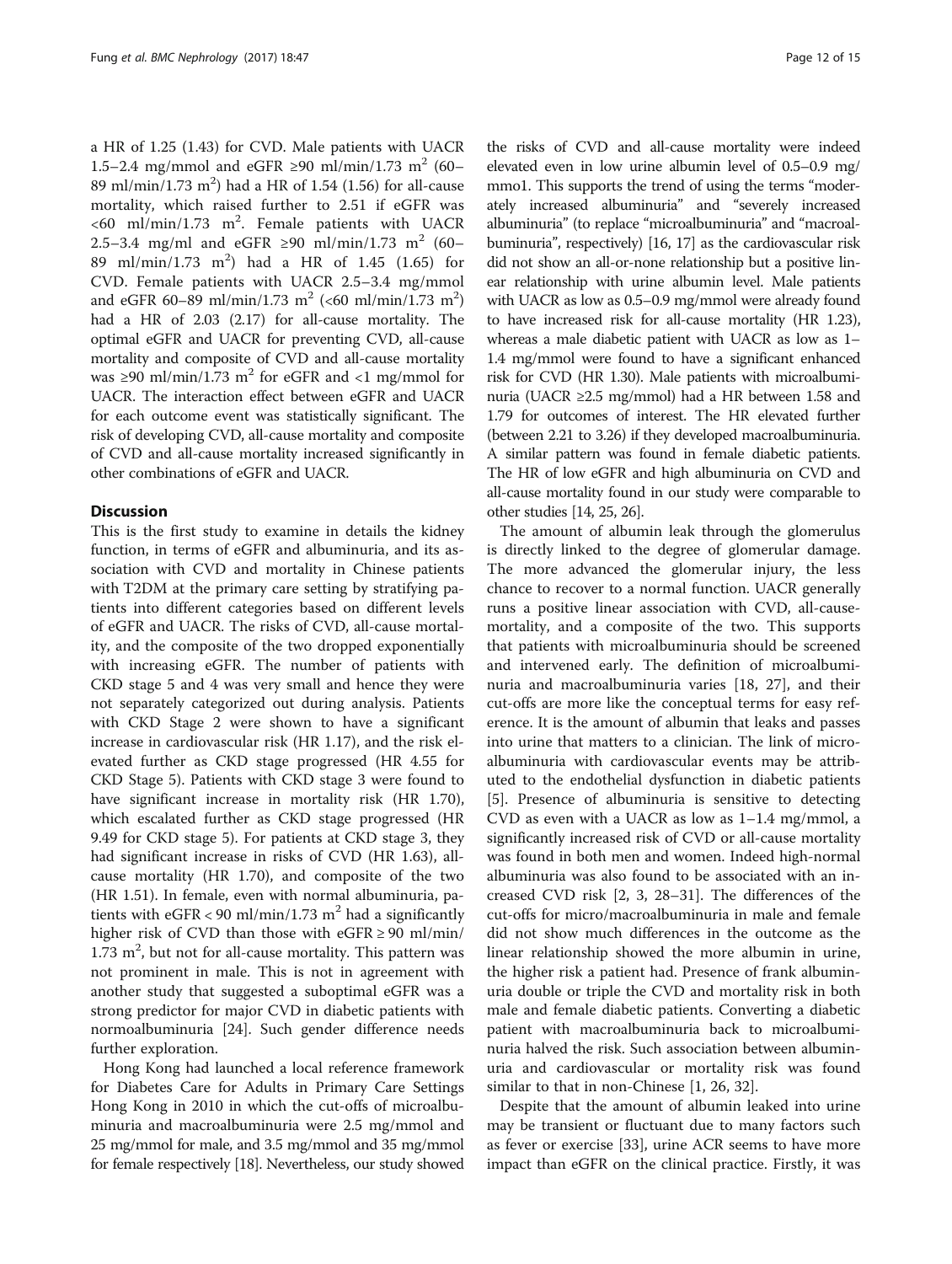a HR of 1.25 (1.43) for CVD. Male patients with UACR 1.5–2.4 mg/mmol and eGFR ≥90 ml/min/1.73 $m^2$ (60–89 ml/min/1.73 $m^2$) had a HR of 1.54 (1.56) for all-cause mortality, which raised further to 2.51 if eGFR was <60 ml/min/1.73 $m^2$. Female patients with UACR 2.5–3.4 mg/ml and eGFR ≥90 ml/min/1.73 $m^2$ (60–89 ml/min/1.73 $m^2$) had a HR of 1.45 (1.65) for CVD. Female patients with UACR 2.5–3.4 mg/mmol and eGFR 60–89 ml/min/1.73 $m^2$ (<60 ml/min/1.73 $m^2$) had a HR of 2.03 (2.17) for all-cause mortality. The optimal eGFR and UACR for preventing CVD, all-cause mortality and composite of CVD and all-cause mortality was ≥90 ml/min/1.73 $m^2$ for eGFR and <1 mg/mmol for UACR. The interaction effect between eGFR and UACR for each outcome event was statistically significant. The risk of developing CVD, all-cause mortality and composite of CVD and all-cause mortality increased significantly in other combinations of eGFR and UACR.

## Discussion

This is the first study to examine in details the kidney function, in terms of eGFR and albuminuria, and its association with CVD and mortality in Chinese patients with T2DM at the primary care setting by stratifying patients into different categories based on different levels of eGFR and UACR. The risks of CVD, all-cause mortality, and the composite of the two dropped exponentially with increasing eGFR. The number of patients with CKD stage 5 and 4 was very small and hence they were not separately categorized out during analysis. Patients with CKD Stage 2 were shown to have a significant increase in cardiovascular risk (HR 1.17), and the risk elevated further as CKD stage progressed (HR 4.55 for CKD Stage 5). Patients with CKD stage 3 were found to have significant increase in mortality risk (HR 1.70), which escalated further as CKD stage progressed (HR 9.49 for CKD stage 5). For patients at CKD stage 3, they had significant increase in risks of CVD (HR 1.63), all-cause mortality (HR 1.70), and composite of the two (HR 1.51). In female, even with normal albuminuria, patients with eGFR < 90 ml/min/1.73 $m^2$ had a significantly higher risk of CVD than those with eGFR ≥ 90 ml/min/1.73 $m^2$, but not for all-cause mortality. This pattern was not prominent in male. This is not in agreement with another study that suggested a suboptimal eGFR was a strong predictor for major CVD in diabetic patients with normoalbuminuria [24]. Such gender difference needs further exploration.

Hong Kong had launched a local reference framework for Diabetes Care for Adults in Primary Care Settings Hong Kong in 2010 in which the cut-offs of microalbuminuria and macroalbuminuria were 2.5 mg/mmol and 25 mg/mmol for male, and 3.5 mg/mmol and 35 mg/mmol for female respectively [18]. Nevertheless, our study showed the risks of CVD and all-cause mortality were indeed elevated even in low urine albumin level of 0.5–0.9 mg/mmo1. This supports the trend of using the terms "moderately increased albuminuria" and "severely increased albuminuria" (to replace "microalbuminuria" and "macroalbuminuria", respectively) [16, 17] as the cardiovascular risk did not show an all-or-none relationship but a positive linear relationship with urine albumin level. Male patients with UACR as low as 0.5–0.9 mg/mmol were already found to have increased risk for all-cause mortality (HR 1.23), whereas a male diabetic patient with UACR as low as 1–1.4 mg/mmol were found to have a significant enhanced risk for CVD (HR 1.30). Male patients with microalbuminuria (UACR ≥2.5 mg/mmol) had a HR between 1.58 and 1.79 for outcomes of interest. The HR elevated further (between 2.21 to 3.26) if they developed macroalbuminuria. A similar pattern was found in female diabetic patients. The HR of low eGFR and high albuminuria on CVD and all-cause mortality found in our study were comparable to other studies [14, 25, 26].

The amount of albumin leak through the glomerulus is directly linked to the degree of glomerular damage. The more advanced the glomerular injury, the less chance to recover to a normal function. UACR generally runs a positive linear association with CVD, all-cause-mortality, and a composite of the two. This supports that patients with microalbuminuria should be screened and intervened early. The definition of microalbuminuria and macroalbuminuria varies [18, 27], and their cut-offs are more like the conceptual terms for easy reference. It is the amount of albumin that leaks and passes into urine that matters to a clinician. The link of microalbuminuria with cardiovascular events may be attributed to the endothelial dysfunction in diabetic patients [5]. Presence of albuminuria is sensitive to detecting CVD as even with a UACR as low as 1–1.4 mg/mmol, a significantly increased risk of CVD or all-cause mortality was found in both men and women. Indeed high-normal albuminuria was also found to be associated with an increased CVD risk [2, 3, 28–31]. The differences of the cut-offs for micro/macroalbuminuria in male and female did not show much differences in the outcome as the linear relationship showed the more albumin in urine, the higher risk a patient had. Presence of frank albuminuria double or triple the CVD and mortality risk in both male and female diabetic patients. Converting a diabetic patient with macroalbuminuria back to microalbuminuria halved the risk. Such association between albuminuria and cardiovascular or mortality risk was found similar to that in non-Chinese [1, 26, 32].

Despite that the amount of albumin leaked into urine may be transient or fluctuant due to many factors such as fever or exercise [33], urine ACR seems to have more impact than eGFR on the clinical practice. Firstly, it was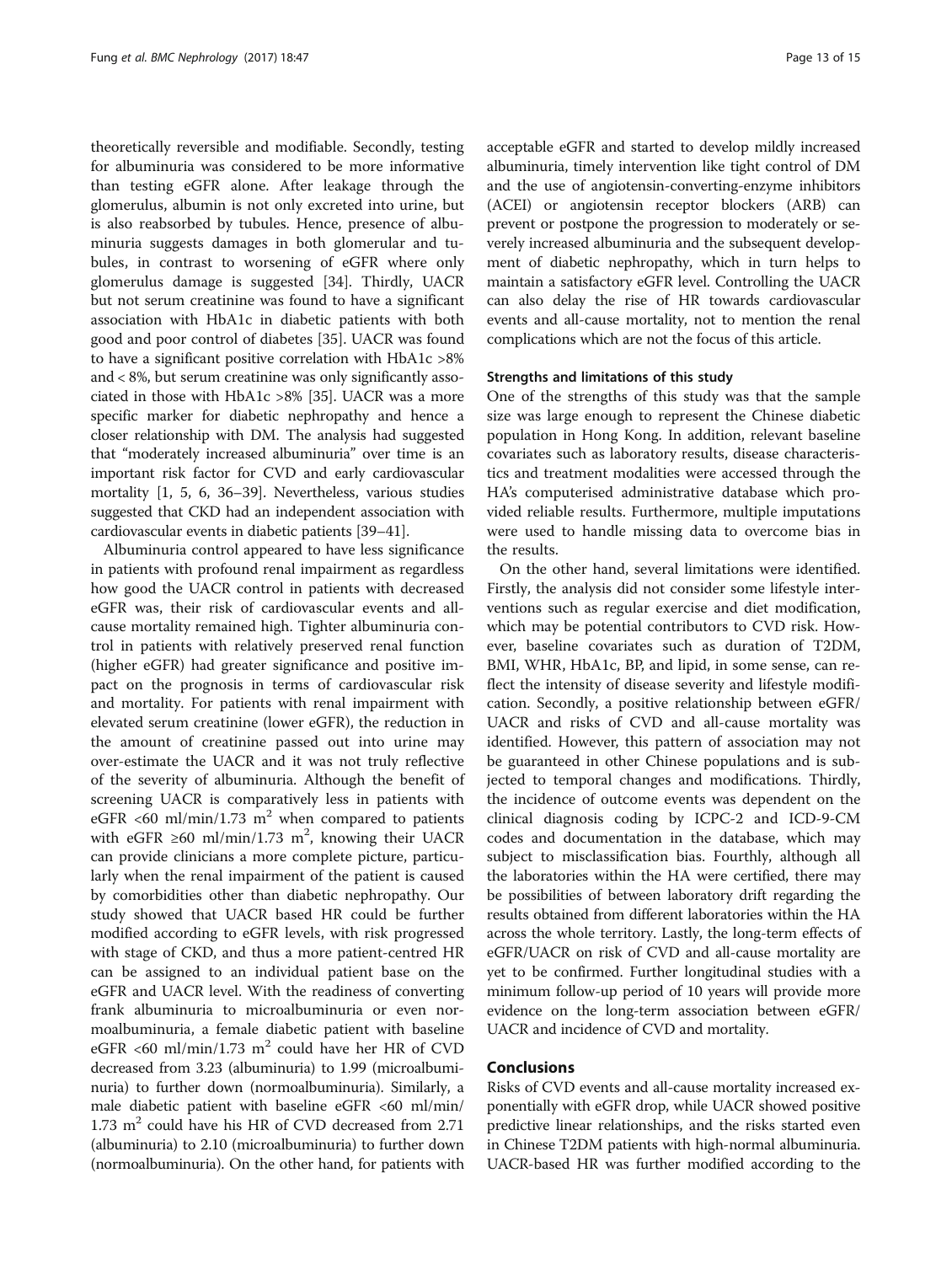theoretically reversible and modifiable. Secondly, testing for albuminuria was considered to be more informative than testing eGFR alone. After leakage through the glomerulus, albumin is not only excreted into urine, but is also reabsorbed by tubules. Hence, presence of albuminuria suggests damages in both glomerular and tubules, in contrast to worsening of eGFR where only glomerulus damage is suggested [34]. Thirdly, UACR but not serum creatinine was found to have a significant association with HbA1c in diabetic patients with both good and poor control of diabetes [35]. UACR was found to have a significant positive correlation with HbA1c >8% and < 8%, but serum creatinine was only significantly associated in those with HbA1c >8% [35]. UACR was a more specific marker for diabetic nephropathy and hence a closer relationship with DM. The analysis had suggested that "moderately increased albuminuria" over time is an important risk factor for CVD and early cardiovascular mortality [1, 5, 6, 36–39]. Nevertheless, various studies suggested that CKD had an independent association with cardiovascular events in diabetic patients [39–41].

Albuminuria control appeared to have less significance in patients with profound renal impairment as regardless how good the UACR control in patients with decreased eGFR was, their risk of cardiovascular events and all-cause mortality remained high. Tighter albuminuria control in patients with relatively preserved renal function (higher eGFR) had greater significance and positive impact on the prognosis in terms of cardiovascular risk and mortality. For patients with renal impairment with elevated serum creatinine (lower eGFR), the reduction in the amount of creatinine passed out into urine may over-estimate the UACR and it was not truly reflective of the severity of albuminuria. Although the benefit of screening UACR is comparatively less in patients with eGFR <60 ml/min/1.73 m$^2$ when compared to patients with eGFR ≥60 ml/min/1.73 m$^2$, knowing their UACR can provide clinicians a more complete picture, particularly when the renal impairment of the patient is caused by comorbidities other than diabetic nephropathy. Our study showed that UACR based HR could be further modified according to eGFR levels, with risk progressed with stage of CKD, and thus a more patient-centred HR can be assigned to an individual patient base on the eGFR and UACR level. With the readiness of converting frank albuminuria to microalbuminuria or even normoalbuminuria, a female diabetic patient with baseline eGFR <60 ml/min/1.73 m$^2$ could have her HR of CVD decreased from 3.23 (albuminuria) to 1.99 (microalbuminuria) to further down (normoalbuminuria). Similarly, a male diabetic patient with baseline eGFR <60 ml/min/1.73 m$^2$ could have his HR of CVD decreased from 2.71 (albuminuria) to 2.10 (microalbuminuria) to further down (normoalbuminuria). On the other hand, for patients with acceptable eGFR and started to develop mildly increased albuminuria, timely intervention like tight control of DM and the use of angiotensin-converting-enzyme inhibitors (ACEI) or angiotensin receptor blockers (ARB) can prevent or postpone the progression to moderately or severely increased albuminuria and the subsequent development of diabetic nephropathy, which in turn helps to maintain a satisfactory eGFR level. Controlling the UACR can also delay the rise of HR towards cardiovascular events and all-cause mortality, not to mention the renal complications which are not the focus of this article.

### Strengths and limitations of this study

One of the strengths of this study was that the sample size was large enough to represent the Chinese diabetic population in Hong Kong. In addition, relevant baseline covariates such as laboratory results, disease characteristics and treatment modalities were accessed through the HA's computerised administrative database which provided reliable results. Furthermore, multiple imputations were used to handle missing data to overcome bias in the results.

On the other hand, several limitations were identified. Firstly, the analysis did not consider some lifestyle interventions such as regular exercise and diet modification, which may be potential contributors to CVD risk. However, baseline covariates such as duration of T2DM, BMI, WHR, HbA1c, BP, and lipid, in some sense, can reflect the intensity of disease severity and lifestyle modification. Secondly, a positive relationship between eGFR/UACR and risks of CVD and all-cause mortality was identified. However, this pattern of association may not be guaranteed in other Chinese populations and is subjected to temporal changes and modifications. Thirdly, the incidence of outcome events was dependent on the clinical diagnosis coding by ICPC-2 and ICD-9-CM codes and documentation in the database, which may subject to misclassification bias. Fourthly, although all the laboratories within the HA were certified, there may be possibilities of between laboratory drift regarding the results obtained from different laboratories within the HA across the whole territory. Lastly, the long-term effects of eGFR/UACR on risk of CVD and all-cause mortality are yet to be confirmed. Further longitudinal studies with a minimum follow-up period of 10 years will provide more evidence on the long-term association between eGFR/UACR and incidence of CVD and mortality.

## Conclusions

Risks of CVD events and all-cause mortality increased exponentially with eGFR drop, while UACR showed positive predictive linear relationships, and the risks started even in Chinese T2DM patients with high-normal albuminuria. UACR-based HR was further modified according to the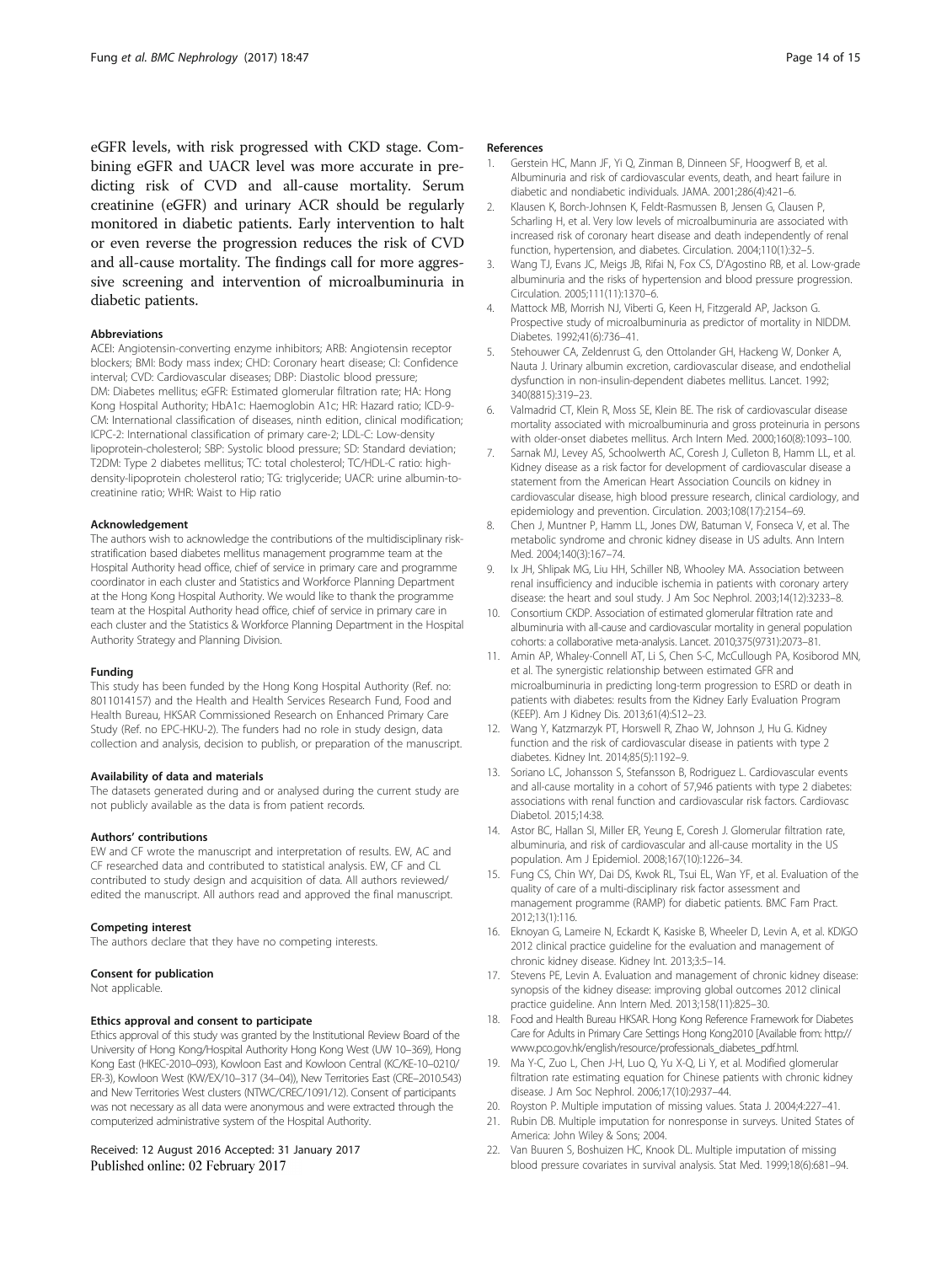eGFR levels, with risk progressed with CKD stage. Combining eGFR and UACR level was more accurate in predicting risk of CVD and all-cause mortality. Serum creatinine (eGFR) and urinary ACR should be regularly monitored in diabetic patients. Early intervention to halt or even reverse the progression reduces the risk of CVD and all-cause mortality. The findings call for more aggressive screening and intervention of microalbuminuria in diabetic patients.

#### Abbreviations

ACEI: Angiotensin-converting enzyme inhibitors; ARB: Angiotensin receptor blockers; BMI: Body mass index; CHD: Coronary heart disease; CI: Confidence interval; CVD: Cardiovascular diseases; DBP: Diastolic blood pressure; DM: Diabetes mellitus; eGFR: Estimated glomerular filtration rate; HA: Hong Kong Hospital Authority; HbA1c: Haemoglobin A1c; HR: Hazard ratio; ICD-9-CM: International classification of diseases, ninth edition, clinical modification; ICPC-2: International classification of primary care-2; LDL-C: Low-density lipoprotein-cholesterol; SBP: Systolic blood pressure; SD: Standard deviation; T2DM: Type 2 diabetes mellitus; TC: total cholesterol; TC/HDL-C ratio: high-density-lipoprotein cholesterol ratio; TG: triglyceride; UACR: urine albumin-to-creatinine ratio; WHR: Waist to Hip ratio

#### Acknowledgement

The authors wish to acknowledge the contributions of the multidisciplinary risk-stratification based diabetes mellitus management programme team at the Hospital Authority head office, chief of service in primary care and programme coordinator in each cluster and Statistics and Workforce Planning Department at the Hong Kong Hospital Authority. We would like to thank the programme team at the Hospital Authority head office, chief of service in primary care in each cluster and the Statistics & Workforce Planning Department in the Hospital Authority Strategy and Planning Division.

#### Funding

This study has been funded by the Hong Kong Hospital Authority (Ref. no: 8011014157) and the Health and Health Services Research Fund, Food and Health Bureau, HKSAR Commissioned Research on Enhanced Primary Care Study (Ref. no EPC-HKU-2). The funders had no role in study design, data collection and analysis, decision to publish, or preparation of the manuscript.

#### Availability of data and materials

The datasets generated during and or analysed during the current study are not publicly available as the data is from patient records.

#### Authors' contributions

EW and CF wrote the manuscript and interpretation of results. EW, AC and CF researched data and contributed to statistical analysis. EW, CF and CL contributed to study design and acquisition of data. All authors reviewed/edited the manuscript. All authors read and approved the final manuscript.

#### Competing interest

The authors declare that they have no competing interests.

#### Consent for publication

Not applicable.

#### Ethics approval and consent to participate

Ethics approval of this study was granted by the Institutional Review Board of the University of Hong Kong/Hospital Authority Hong Kong West (UW 10–369), Hong Kong East (HKEC-2010–093), Kowloon East and Kowloon Central (KC/KE-10–0210/ER-3), Kowloon West (KW/EX/10–317 (34–04)), New Territories East (CRE–2010.543) and New Territories West clusters (NTWC/CREC/1091/12). Consent of participants was not necessary as all data were anonymous and were extracted through the computerized administrative system of the Hospital Authority.

Received: 12 August 2016 Accepted: 31 January 2017
Published online: 02 February 2017

#### References

1. Gerstein HC, Mann JF, Yi Q, Zinman B, Dinneen SF, Hoogwerf B, et al. Albuminuria and risk of cardiovascular events, death, and heart failure in diabetic and nondiabetic individuals. JAMA. 2001;286(4):421–6.
2. Klausen K, Borch-Johnsen K, Feldt-Rasmussen B, Jensen G, Clausen P, Scharling H, et al. Very low levels of microalbuminuria are associated with increased risk of coronary heart disease and death independently of renal function, hypertension, and diabetes. Circulation. 2004;110(1):32–5.
3. Wang TJ, Evans JC, Meigs JB, Rifai N, Fox CS, D'Agostino RB, et al. Low-grade albuminuria and the risks of hypertension and blood pressure progression. Circulation. 2005;111(11):1370–6.
4. Mattock MB, Morrish NJ, Viberti G, Keen H, Fitzgerald AP, Jackson G. Prospective study of microalbuminuria as predictor of mortality in NIDDM. Diabetes. 1992;41(6):736–41.
5. Stehouwer CA, Zeldenrust G, den Ottolander GH, Hackeng W, Donker A, Nauta J. Urinary albumin excretion, cardiovascular disease, and endothelial dysfunction in non-insulin-dependent diabetes mellitus. Lancet. 1992; 340(8815):319–23.
6. Valmadrid CT, Klein R, Moss SE, Klein BE. The risk of cardiovascular disease mortality associated with microalbuminuria and gross proteinuria in persons with older-onset diabetes mellitus. Arch Intern Med. 2000;160(8):1093–100.
7. Sarnak MJ, Levey AS, Schoolwerth AC, Coresh J, Culleton B, Hamm LL, et al. Kidney disease as a risk factor for development of cardiovascular disease a statement from the American Heart Association Councils on kidney in cardiovascular disease, high blood pressure research, clinical cardiology, and epidemiology and prevention. Circulation. 2003;108(17):2154–69.
8. Chen J, Muntner P, Hamm LL, Jones DW, Batuman V, Fonseca V, et al. The metabolic syndrome and chronic kidney disease in US adults. Ann Intern Med. 2004;140(3):167–74.
9. Ix JH, Shlipak MG, Liu HH, Schiller NB, Whooley MA. Association between renal insufficiency and inducible ischemia in patients with coronary artery disease: the heart and soul study. J Am Soc Nephrol. 2003;14(12):3233–8.
10. Consortium CKDP. Association of estimated glomerular filtration rate and albuminuria with all-cause and cardiovascular mortality in general population cohorts: a collaborative meta-analysis. Lancet. 2010;375(9731):2073–81.
11. Amin AP, Whaley-Connell AT, Li S, Chen S-C, McCullough PA, Kosiborod MN, et al. The synergistic relationship between estimated GFR and microalbuminuria in predicting long-term progression to ESRD or death in patients with diabetes: results from the Kidney Early Evaluation Program (KEEP). Am J Kidney Dis. 2013;61(4):S12–23.
12. Wang Y, Katzmarzyk PT, Horswell R, Zhao W, Johnson J, Hu G. Kidney function and the risk of cardiovascular disease in patients with type 2 diabetes. Kidney Int. 2014;85(5):1192–9.
13. Soriano LC, Johansson S, Stefansson B, Rodriguez L. Cardiovascular events and all-cause mortality in a cohort of 57,946 patients with type 2 diabetes: associations with renal function and cardiovascular risk factors. Cardiovasc Diabetol. 2015;14:38.
14. Astor BC, Hallan SI, Miller ER, Yeung E, Coresh J. Glomerular filtration rate, albuminuria, and risk of cardiovascular and all-cause mortality in the US population. Am J Epidemiol. 2008;167(10):1226–34.
15. Fung CS, Chin WY, Dai DS, Kwok RL, Tsui EL, Wan YF, et al. Evaluation of the quality of care of a multi-disciplinary risk factor assessment and management programme (RAMP) for diabetic patients. BMC Fam Pract. 2012;13(1):116.
16. Eknoyan G, Lameire N, Eckardt K, Kasiske B, Wheeler D, Levin A, et al. KDIGO 2012 clinical practice guideline for the evaluation and management of chronic kidney disease. Kidney Int. 2013;3:5–14.
17. Stevens PE, Levin A. Evaluation and management of chronic kidney disease: synopsis of the kidney disease: improving global outcomes 2012 clinical practice guideline. Ann Intern Med. 2013;158(11):825–30.
18. Food and Health Bureau HKSAR. Hong Kong Reference Framework for Diabetes Care for Adults in Primary Care Settings Hong Kong2010 [Available from: http://www.pco.gov.hk/english/resource/professionals_diabetes_pdf.html.
19. Ma Y-C, Zuo L, Chen J-H, Luo Q, Yu X-Q, Li Y, et al. Modified glomerular filtration rate estimating equation for Chinese patients with chronic kidney disease. J Am Soc Nephrol. 2006;17(10):2937–44.
20. Royston P. Multiple imputation of missing values. Stata J. 2004;4:227–41.
21. Rubin DB. Multiple imputation for nonresponse in surveys. United States of America: John Wiley & Sons; 2004.
22. Van Buuren S, Boshuizen HC, Knook DL. Multiple imputation of missing blood pressure covariates in survival analysis. Stat Med. 1999;18(6):681–94.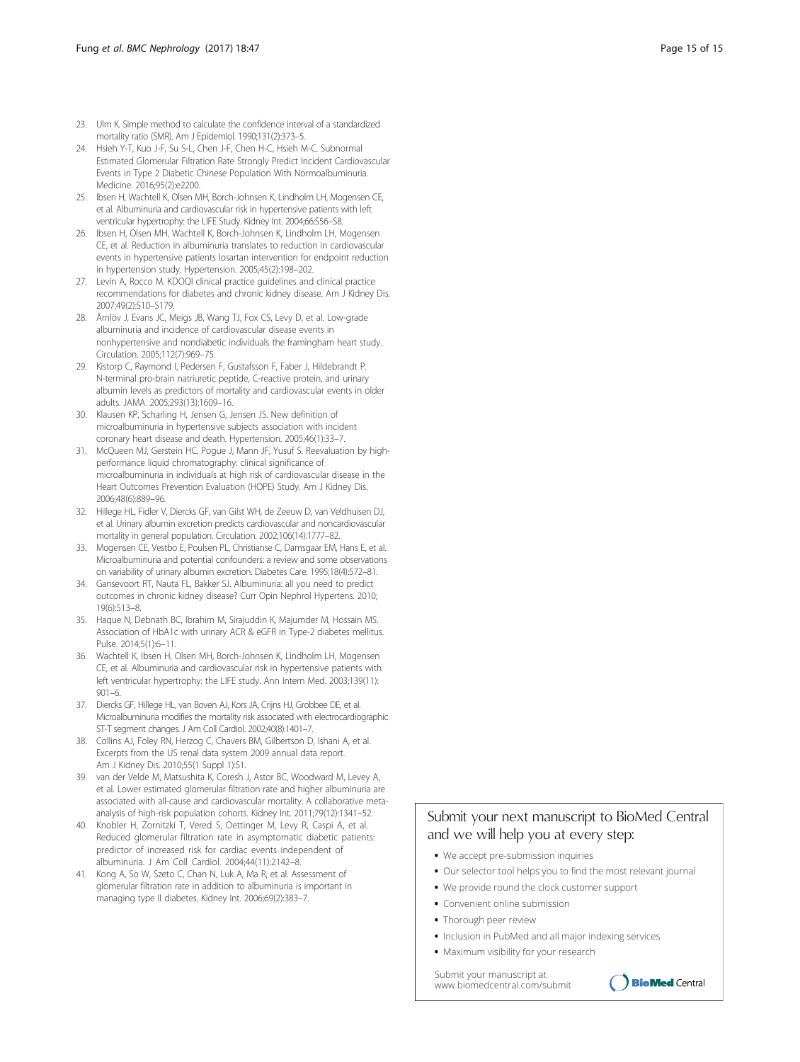23. Ulm K. Simple method to calculate the confidence interval of a standardized mortality ratio (SMR). Am J Epidemiol. 1990;131(2):373–5.
24. Hsieh Y-T, Kuo J-F, Su S-L, Chen J-F, Chen H-C, Hsieh M-C. Subnormal Estimated Glomerular Filtration Rate Strongly Predict Incident Cardiovascular Events in Type 2 Diabetic Chinese Population With Normoalbuminuria. Medicine. 2016;95(2):e2200.
25. Ibsen H, Wachtell K, Olsen MH, Borch-Johnsen K, Lindholm LH, Mogensen CE, et al. Albuminuria and cardiovascular risk in hypertensive patients with left ventricular hypertrophy: the LIFE Study. Kidney Int. 2004;66:S56–S8.
26. Ibsen H, Olsen MH, Wachtell K, Borch-Johnsen K, Lindholm LH, Mogensen CE, et al. Reduction in albuminuria translates to reduction in cardiovascular events in hypertensive patients losartan intervention for endpoint reduction in hypertension study. Hypertension. 2005;45(2):198–202.
27. Levin A, Rocco M. KDOQI clinical practice guidelines and clinical practice recommendations for diabetes and chronic kidney disease. Am J Kidney Dis. 2007;49(2):S10–S179.
28. Ärnlöv J, Evans JC, Meigs JB, Wang TJ, Fox CS, Levy D, et al. Low-grade albuminuria and incidence of cardiovascular disease events in nonhypertensive and nondiabetic individuals the framingham heart study. Circulation. 2005;112(7):969–75.
29. Kistorp C, Raymond I, Pedersen F, Gustafsson F, Faber J, Hildebrandt P. N-terminal pro-brain natriuretic peptide, C-reactive protein, and urinary albumin levels as predictors of mortality and cardiovascular events in older adults. JAMA. 2005;293(13):1609–16.
30. Klausen KP, Scharling H, Jensen G, Jensen JS. New definition of microalbuminuria in hypertensive subjects association with incident coronary heart disease and death. Hypertension. 2005;46(1):33–7.
31. McQueen MJ, Gerstein HC, Pogue J, Mann JF, Yusuf S. Reevaluation by high-performance liquid chromatography: clinical significance of microalbuminuria in individuals at high risk of cardiovascular disease in the Heart Outcomes Prevention Evaluation (HOPE) Study. Am J Kidney Dis. 2006;48(6):889–96.
32. Hillege HL, Fidler V, Diercks GF, van Gilst WH, de Zeeuw D, van Veldhuisen DJ, et al. Urinary albumin excretion predicts cardiovascular and noncardiovascular mortality in general population. Circulation. 2002;106(14):1777–82.
33. Mogensen CE, Vestbo E, Poulsen PL, Christianse C, Damsgaar EM, Hans E, et al. Microalbuminuria and potential confounders: a review and some observations on variability of urinary albumin excretion. Diabetes Care. 1995;18(4):572–81.
34. Gansevoort RT, Nauta FL, Bakker SJ. Albuminuria: all you need to predict outcomes in chronic kidney disease? Curr Opin Nephrol Hypertens. 2010; 19(6):513–8.
35. Haque N, Debnath BC, Ibrahim M, Sirajuddin K, Majumder M, Hossain MS. Association of HbA1c with urinary ACR & eGFR in Type-2 diabetes mellitus. Pulse. 2014;5(1):6–11.
36. Wachtell K, Ibsen H, Olsen MH, Borch-Johnsen K, Lindholm LH, Mogensen CE, et al. Albuminuria and cardiovascular risk in hypertensive patients with left ventricular hypertrophy: the LIFE study. Ann Intern Med. 2003;139(11): 901–6.
37. Diercks GF, Hillege HL, van Boven AJ, Kors JA, Crijns HJ, Grobbee DE, et al. Microalbuminuria modifies the mortality risk associated with electrocardiographic ST-T segment changes. J Am Coll Cardiol. 2002;40(8):1401–7.
38. Collins AJ, Foley RN, Herzog C, Chavers BM, Gilbertson D, Ishani A, et al. Excerpts from the US renal data system 2009 annual data report. Am J Kidney Dis. 2010;55(1 Suppl 1):S1.
39. van der Velde M, Matsushita K, Coresh J, Astor BC, Woodward M, Levey A, et al. Lower estimated glomerular filtration rate and higher albuminuria are associated with all-cause and cardiovascular mortality. A collaborative meta-analysis of high-risk population cohorts. Kidney Int. 2011;79(12):1341–52.
40. Knobler H, Zornitzki T, Vered S, Oettinger M, Levy R, Caspi A, et al. Reduced glomerular filtration rate in asymptomatic diabetic patients: predictor of increased risk for cardiac events independent of albuminuria. J Am Coll Cardiol. 2004;44(11):2142–8.
41. Kong A, So W, Szeto C, Chan N, Luk A, Ma R, et al. Assessment of glomerular filtration rate in addition to albuminuria is important in managing type II diabetes. Kidney Int. 2006;69(2):383–7.

Submit your next manuscript to BioMed Central and we will help you at every step:

- We accept pre-submission inquiries
- Our selector tool helps you to find the most relevant journal
- We provide round the clock customer support
- Convenient online submission
- Thorough peer review
- Inclusion in PubMed and all major indexing services
- Maximum visibility for your research

Submit your manuscript at www.biomedcentral.com/submit

BioMed Central